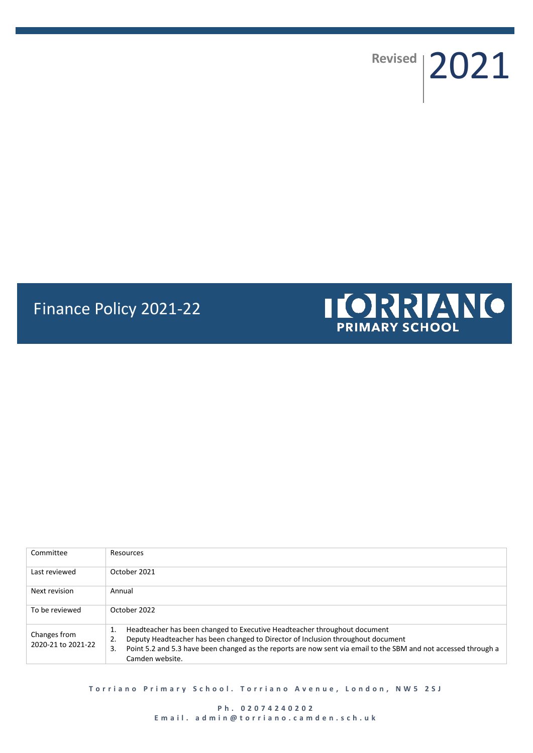Revised 2021

# Finance Policy 2021-22

TORRIANO PRIMARY SCHOOL

| Committee | Resources |
|---|---|
| Last reviewed | October 2021 |
| Next revision | Annual |
| To be reviewed | October 2022 |
| Changes from 2020-21 to 2021-22 | 1. Headteacher has been changed to Executive Headteacher throughout document<br>2. Deputy Headteacher has been changed to Director of Inclusion throughout document<br>3. Point 5.2 and 5.3 have been changed as the reports are now sent via email to the SBM and not accessed through a Camden website. |

**Torriano Primary School. Torriano Avenue, London, NW5 2SJ**

**Ph. 02074240202**
**Email. admin@torriano.camden.sch.uk**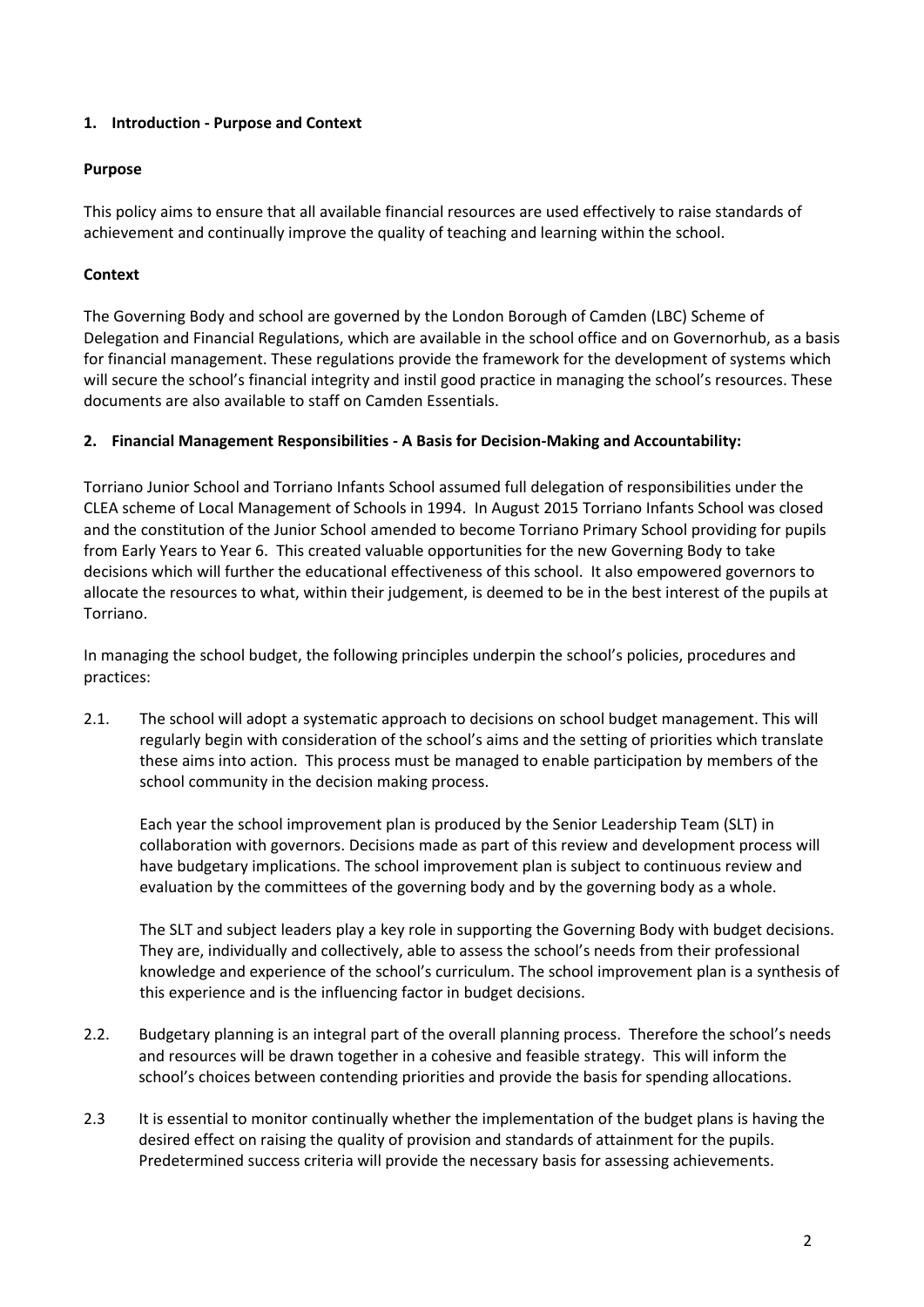## 1. Introduction - Purpose and Context

**Purpose**

This policy aims to ensure that all available financial resources are used effectively to raise standards of achievement and continually improve the quality of teaching and learning within the school.

**Context**

The Governing Body and school are governed by the London Borough of Camden (LBC) Scheme of Delegation and Financial Regulations, which are available in the school office and on Governorhub, as a basis for financial management. These regulations provide the framework for the development of systems which will secure the school's financial integrity and instil good practice in managing the school's resources. These documents are also available to staff on Camden Essentials.

## 2. Financial Management Responsibilities - A Basis for Decision-Making and Accountability:

Torriano Junior School and Torriano Infants School assumed full delegation of responsibilities under the CLEA scheme of Local Management of Schools in 1994. In August 2015 Torriano Infants School was closed and the constitution of the Junior School amended to become Torriano Primary School providing for pupils from Early Years to Year 6. This created valuable opportunities for the new Governing Body to take decisions which will further the educational effectiveness of this school. It also empowered governors to allocate the resources to what, within their judgement, is deemed to be in the best interest of the pupils at Torriano.

In managing the school budget, the following principles underpin the school's policies, procedures and practices:

2.1. The school will adopt a systematic approach to decisions on school budget management. This will regularly begin with consideration of the school's aims and the setting of priorities which translate these aims into action. This process must be managed to enable participation by members of the school community in the decision making process.

Each year the school improvement plan is produced by the Senior Leadership Team (SLT) in collaboration with governors. Decisions made as part of this review and development process will have budgetary implications. The school improvement plan is subject to continuous review and evaluation by the committees of the governing body and by the governing body as a whole.

The SLT and subject leaders play a key role in supporting the Governing Body with budget decisions. They are, individually and collectively, able to assess the school's needs from their professional knowledge and experience of the school's curriculum. The school improvement plan is a synthesis of this experience and is the influencing factor in budget decisions.

2.2. Budgetary planning is an integral part of the overall planning process. Therefore the school's needs and resources will be drawn together in a cohesive and feasible strategy. This will inform the school's choices between contending priorities and provide the basis for spending allocations.

2.3 It is essential to monitor continually whether the implementation of the budget plans is having the desired effect on raising the quality of provision and standards of attainment for the pupils. Predetermined success criteria will provide the necessary basis for assessing achievements.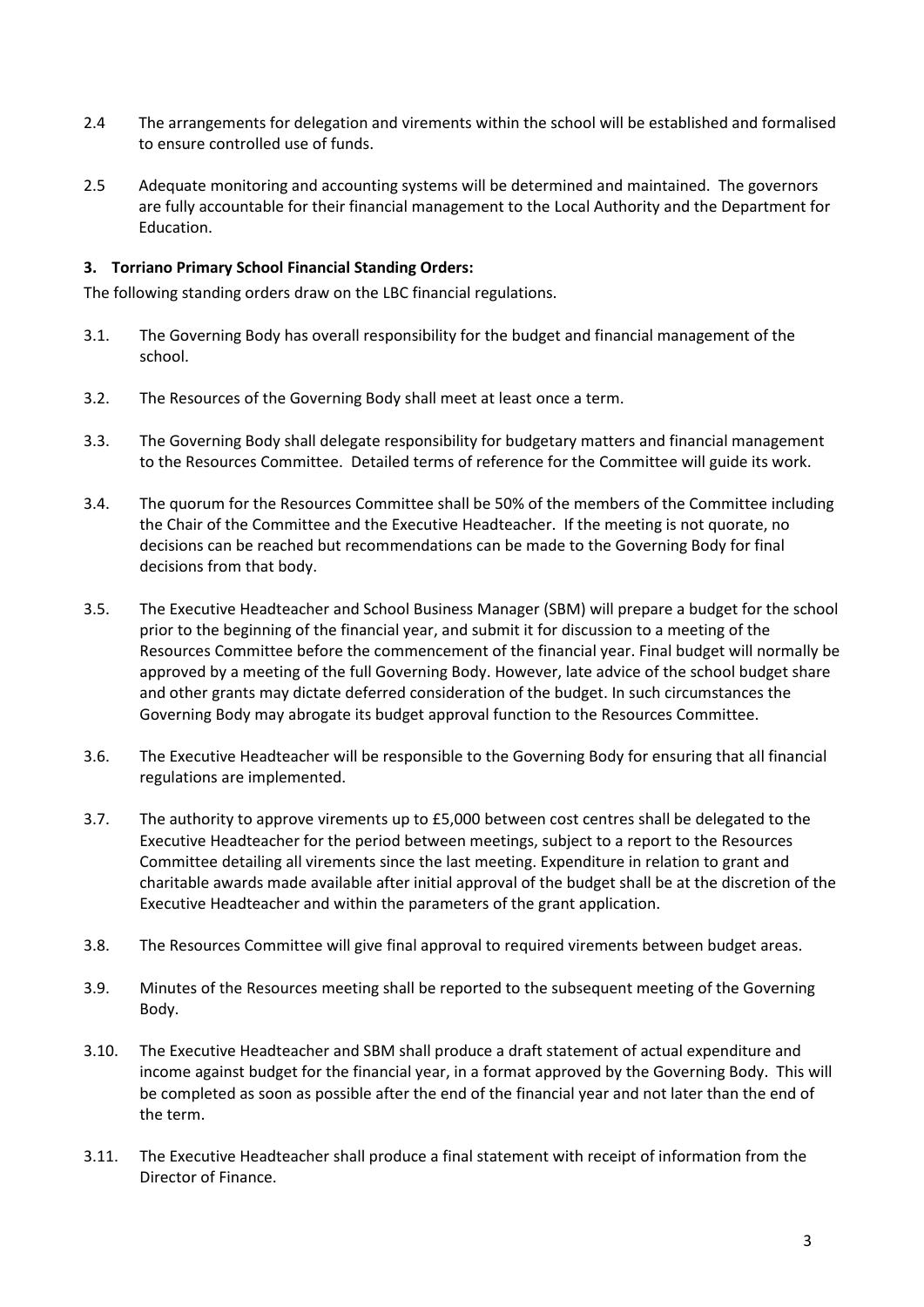2.4 The arrangements for delegation and virements within the school will be established and formalised to ensure controlled use of funds.

2.5 Adequate monitoring and accounting systems will be determined and maintained. The governors are fully accountable for their financial management to the Local Authority and the Department for Education.

### 3. Torriano Primary School Financial Standing Orders:

The following standing orders draw on the LBC financial regulations.

3.1. The Governing Body has overall responsibility for the budget and financial management of the school.

3.2. The Resources of the Governing Body shall meet at least once a term.

3.3. The Governing Body shall delegate responsibility for budgetary matters and financial management to the Resources Committee. Detailed terms of reference for the Committee will guide its work.

3.4. The quorum for the Resources Committee shall be 50% of the members of the Committee including the Chair of the Committee and the Executive Headteacher. If the meeting is not quorate, no decisions can be reached but recommendations can be made to the Governing Body for final decisions from that body.

3.5. The Executive Headteacher and School Business Manager (SBM) will prepare a budget for the school prior to the beginning of the financial year, and submit it for discussion to a meeting of the Resources Committee before the commencement of the financial year. Final budget will normally be approved by a meeting of the full Governing Body. However, late advice of the school budget share and other grants may dictate deferred consideration of the budget. In such circumstances the Governing Body may abrogate its budget approval function to the Resources Committee.

3.6. The Executive Headteacher will be responsible to the Governing Body for ensuring that all financial regulations are implemented.

3.7. The authority to approve virements up to £5,000 between cost centres shall be delegated to the Executive Headteacher for the period between meetings, subject to a report to the Resources Committee detailing all virements since the last meeting. Expenditure in relation to grant and charitable awards made available after initial approval of the budget shall be at the discretion of the Executive Headteacher and within the parameters of the grant application.

3.8. The Resources Committee will give final approval to required virements between budget areas.

3.9. Minutes of the Resources meeting shall be reported to the subsequent meeting of the Governing Body.

3.10. The Executive Headteacher and SBM shall produce a draft statement of actual expenditure and income against budget for the financial year, in a format approved by the Governing Body. This will be completed as soon as possible after the end of the financial year and not later than the end of the term.

3.11. The Executive Headteacher shall produce a final statement with receipt of information from the Director of Finance.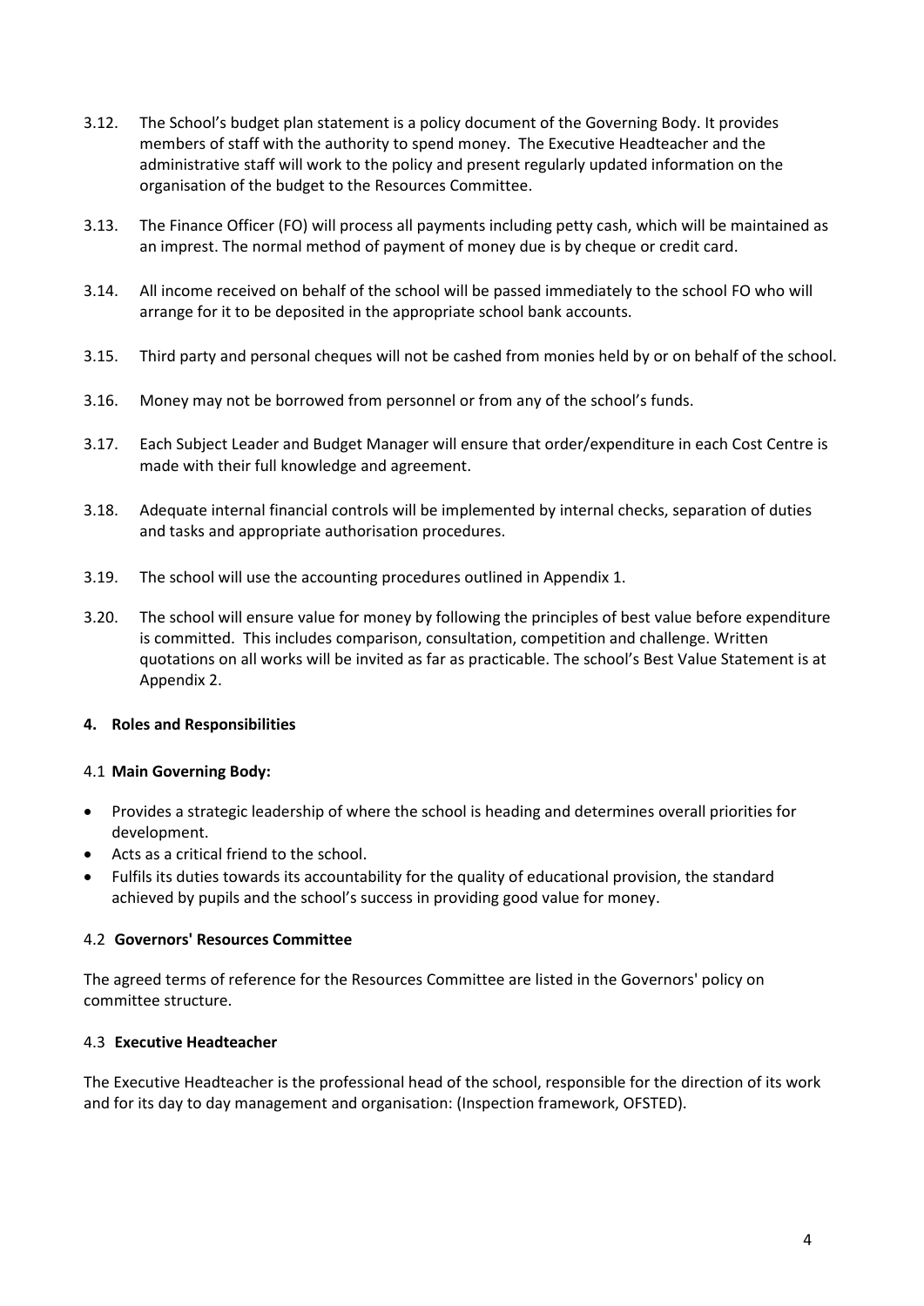3.12. The School's budget plan statement is a policy document of the Governing Body. It provides members of staff with the authority to spend money. The Executive Headteacher and the administrative staff will work to the policy and present regularly updated information on the organisation of the budget to the Resources Committee.

3.13. The Finance Officer (FO) will process all payments including petty cash, which will be maintained as an imprest. The normal method of payment of money due is by cheque or credit card.

3.14. All income received on behalf of the school will be passed immediately to the school FO who will arrange for it to be deposited in the appropriate school bank accounts.

3.15. Third party and personal cheques will not be cashed from monies held by or on behalf of the school.

3.16. Money may not be borrowed from personnel or from any of the school's funds.

3.17. Each Subject Leader and Budget Manager will ensure that order/expenditure in each Cost Centre is made with their full knowledge and agreement.

3.18. Adequate internal financial controls will be implemented by internal checks, separation of duties and tasks and appropriate authorisation procedures.

3.19. The school will use the accounting procedures outlined in Appendix 1.

3.20. The school will ensure value for money by following the principles of best value before expenditure is committed. This includes comparison, consultation, competition and challenge. Written quotations on all works will be invited as far as practicable. The school's Best Value Statement is at Appendix 2.

## 4. Roles and Responsibilities

### 4.1 Main Governing Body:

- Provides a strategic leadership of where the school is heading and determines overall priorities for development.
- Acts as a critical friend to the school.
- Fulfils its duties towards its accountability for the quality of educational provision, the standard achieved by pupils and the school's success in providing good value for money.

### 4.2 Governors' Resources Committee

The agreed terms of reference for the Resources Committee are listed in the Governors' policy on committee structure.

### 4.3 Executive Headteacher

The Executive Headteacher is the professional head of the school, responsible for the direction of its work and for its day to day management and organisation: (Inspection framework, OFSTED).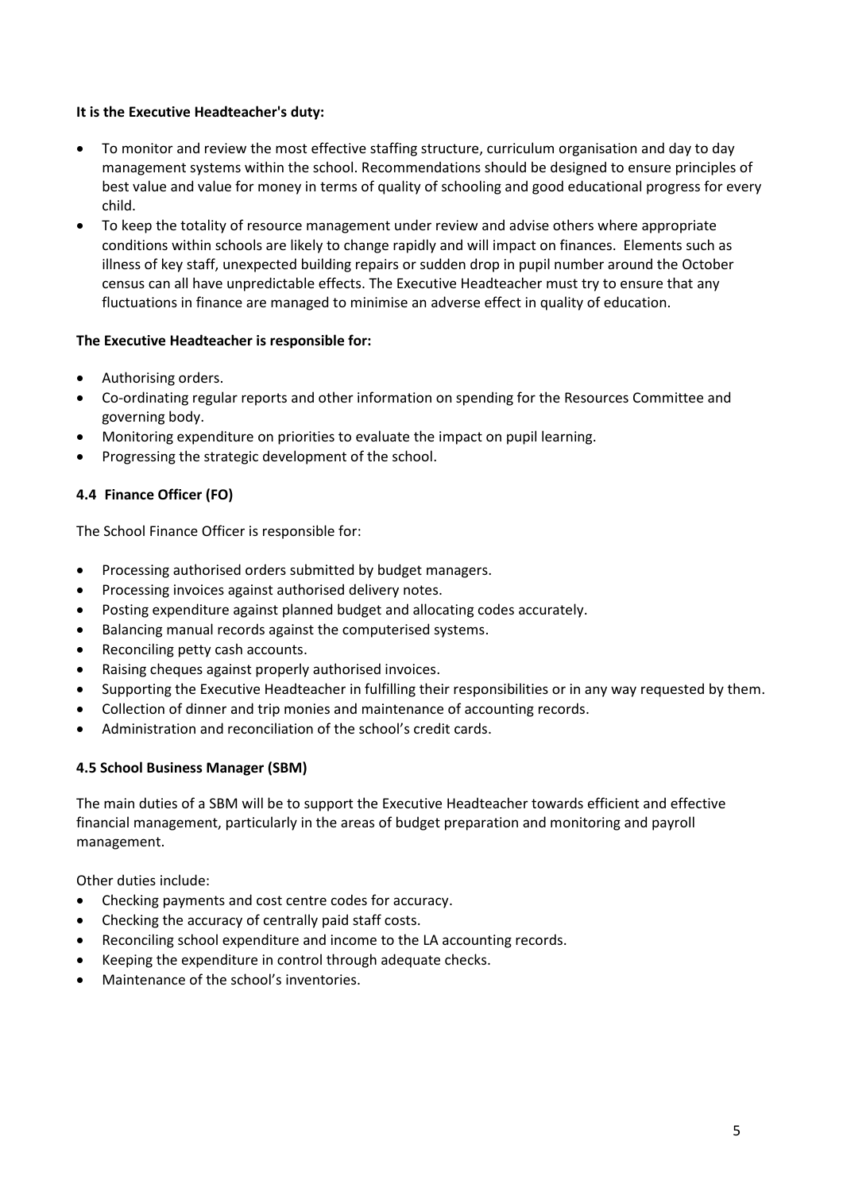**It is the Executive Headteacher's duty:**

- To monitor and review the most effective staffing structure, curriculum organisation and day to day management systems within the school. Recommendations should be designed to ensure principles of best value and value for money in terms of quality of schooling and good educational progress for every child.
- To keep the totality of resource management under review and advise others where appropriate conditions within schools are likely to change rapidly and will impact on finances. Elements such as illness of key staff, unexpected building repairs or sudden drop in pupil number around the October census can all have unpredictable effects. The Executive Headteacher must try to ensure that any fluctuations in finance are managed to minimise an adverse effect in quality of education.

**The Executive Headteacher is responsible for:**

- Authorising orders.
- Co-ordinating regular reports and other information on spending for the Resources Committee and governing body.
- Monitoring expenditure on priorities to evaluate the impact on pupil learning.
- Progressing the strategic development of the school.

### 4.4 Finance Officer (FO)

The School Finance Officer is responsible for:

- Processing authorised orders submitted by budget managers.
- Processing invoices against authorised delivery notes.
- Posting expenditure against planned budget and allocating codes accurately.
- Balancing manual records against the computerised systems.
- Reconciling petty cash accounts.
- Raising cheques against properly authorised invoices.
- Supporting the Executive Headteacher in fulfilling their responsibilities or in any way requested by them.
- Collection of dinner and trip monies and maintenance of accounting records.
- Administration and reconciliation of the school's credit cards.

### 4.5 School Business Manager (SBM)

The main duties of a SBM will be to support the Executive Headteacher towards efficient and effective financial management, particularly in the areas of budget preparation and monitoring and payroll management.

Other duties include:

- Checking payments and cost centre codes for accuracy.
- Checking the accuracy of centrally paid staff costs.
- Reconciling school expenditure and income to the LA accounting records.
- Keeping the expenditure in control through adequate checks.
- Maintenance of the school's inventories.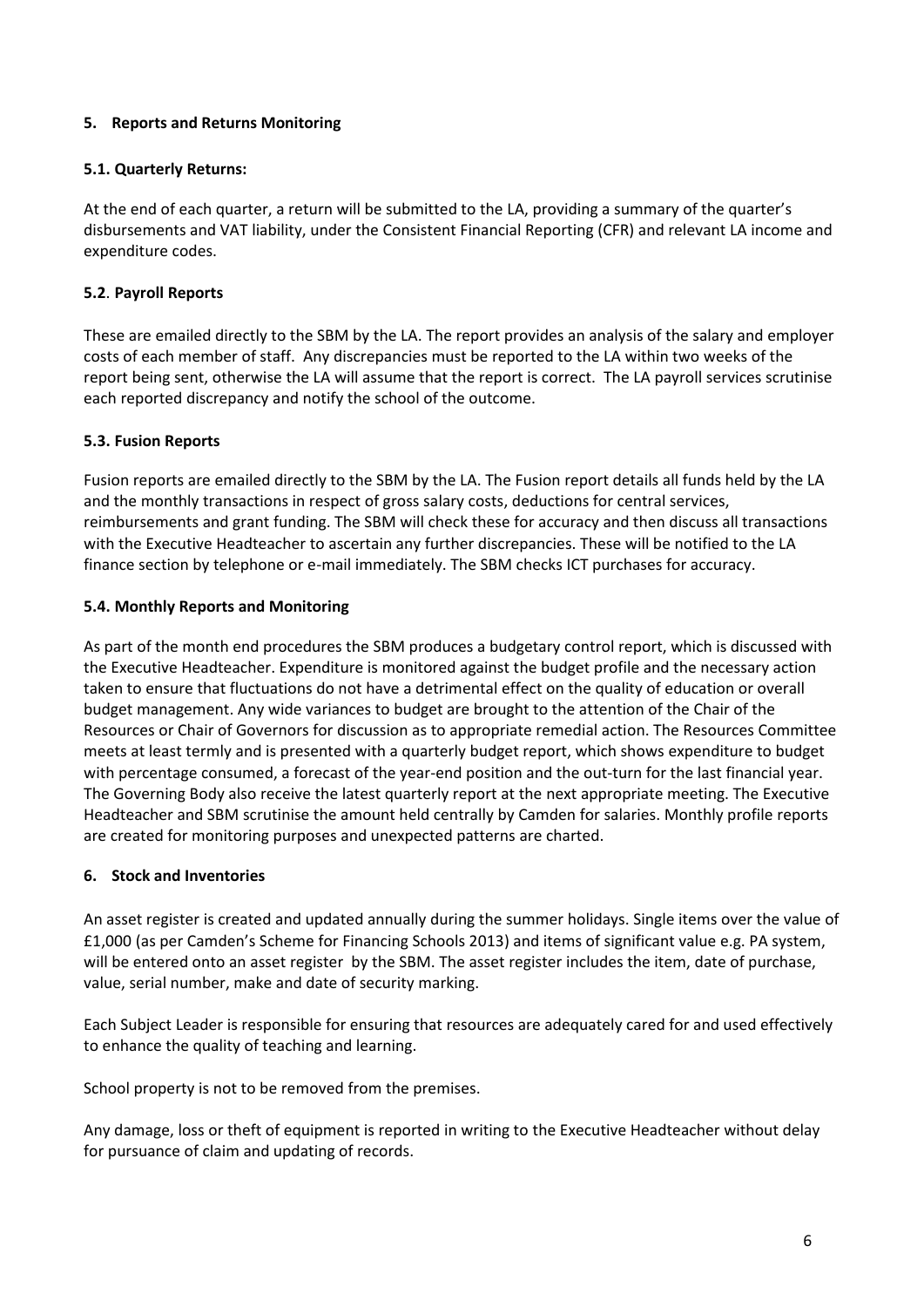## 5. Reports and Returns Monitoring

### 5.1. Quarterly Returns:

At the end of each quarter, a return will be submitted to the LA, providing a summary of the quarter's disbursements and VAT liability, under the Consistent Financial Reporting (CFR) and relevant LA income and expenditure codes.

### 5.2. Payroll Reports

These are emailed directly to the SBM by the LA. The report provides an analysis of the salary and employer costs of each member of staff. Any discrepancies must be reported to the LA within two weeks of the report being sent, otherwise the LA will assume that the report is correct. The LA payroll services scrutinise each reported discrepancy and notify the school of the outcome.

### 5.3. Fusion Reports

Fusion reports are emailed directly to the SBM by the LA. The Fusion report details all funds held by the LA and the monthly transactions in respect of gross salary costs, deductions for central services, reimbursements and grant funding. The SBM will check these for accuracy and then discuss all transactions with the Executive Headteacher to ascertain any further discrepancies. These will be notified to the LA finance section by telephone or e-mail immediately. The SBM checks ICT purchases for accuracy.

### 5.4. Monthly Reports and Monitoring

As part of the month end procedures the SBM produces a budgetary control report, which is discussed with the Executive Headteacher. Expenditure is monitored against the budget profile and the necessary action taken to ensure that fluctuations do not have a detrimental effect on the quality of education or overall budget management. Any wide variances to budget are brought to the attention of the Chair of the Resources or Chair of Governors for discussion as to appropriate remedial action. The Resources Committee meets at least termly and is presented with a quarterly budget report, which shows expenditure to budget with percentage consumed, a forecast of the year-end position and the out-turn for the last financial year. The Governing Body also receive the latest quarterly report at the next appropriate meeting. The Executive Headteacher and SBM scrutinise the amount held centrally by Camden for salaries. Monthly profile reports are created for monitoring purposes and unexpected patterns are charted.

## 6. Stock and Inventories

An asset register is created and updated annually during the summer holidays. Single items over the value of £1,000 (as per Camden's Scheme for Financing Schools 2013) and items of significant value e.g. PA system, will be entered onto an asset register by the SBM. The asset register includes the item, date of purchase, value, serial number, make and date of security marking.

Each Subject Leader is responsible for ensuring that resources are adequately cared for and used effectively to enhance the quality of teaching and learning.

School property is not to be removed from the premises.

Any damage, loss or theft of equipment is reported in writing to the Executive Headteacher without delay for pursuance of claim and updating of records.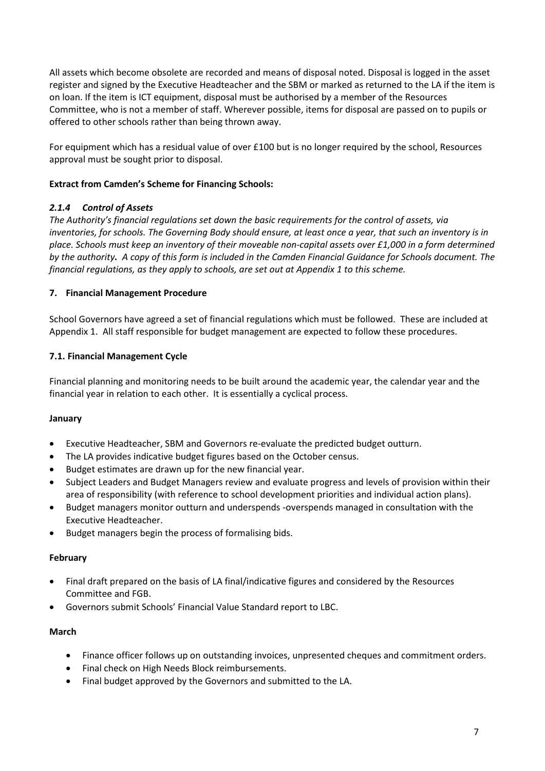All assets which become obsolete are recorded and means of disposal noted. Disposal is logged in the asset register and signed by the Executive Headteacher and the SBM or marked as returned to the LA if the item is on loan. If the item is ICT equipment, disposal must be authorised by a member of the Resources Committee, who is not a member of staff. Wherever possible, items for disposal are passed on to pupils or offered to other schools rather than being thrown away.

For equipment which has a residual value of over £100 but is no longer required by the school, Resources approval must be sought prior to disposal.

**Extract from Camden's Scheme for Financing Schools:**

### *2.1.4 Control of Assets*

*The Authority's financial regulations set down the basic requirements for the control of assets, via inventories, for schools. The Governing Body should ensure, at least once a year, that such an inventory is in place. Schools must keep an inventory of their moveable non-capital assets over £1,000 in a form determined by the authority.* ***A*** *copy of this form is included in the Camden Financial Guidance for Schools document. The financial regulations, as they apply to schools, are set out at Appendix 1 to this scheme.*

## 7. Financial Management Procedure

School Governors have agreed a set of financial regulations which must be followed. These are included at Appendix 1. All staff responsible for budget management are expected to follow these procedures.

### 7.1. Financial Management Cycle

Financial planning and monitoring needs to be built around the academic year, the calendar year and the financial year in relation to each other. It is essentially a cyclical process.

**January**

- Executive Headteacher, SBM and Governors re-evaluate the predicted budget outturn.
- The LA provides indicative budget figures based on the October census.
- Budget estimates are drawn up for the new financial year.
- Subject Leaders and Budget Managers review and evaluate progress and levels of provision within their area of responsibility (with reference to school development priorities and individual action plans).
- Budget managers monitor outturn and underspends -overspends managed in consultation with the Executive Headteacher.
- Budget managers begin the process of formalising bids.

**February**

- Final draft prepared on the basis of LA final/indicative figures and considered by the Resources Committee and FGB.
- Governors submit Schools' Financial Value Standard report to LBC.

**March**

- Finance officer follows up on outstanding invoices, unpresented cheques and commitment orders.
- Final check on High Needs Block reimbursements.
- Final budget approved by the Governors and submitted to the LA.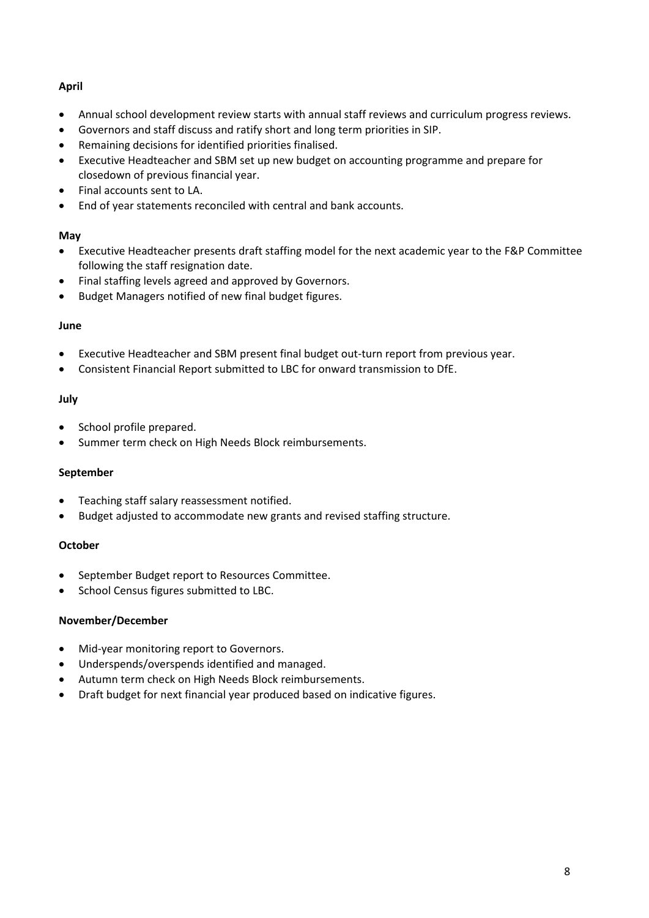**April**

- Annual school development review starts with annual staff reviews and curriculum progress reviews.
- Governors and staff discuss and ratify short and long term priorities in SIP.
- Remaining decisions for identified priorities finalised.
- Executive Headteacher and SBM set up new budget on accounting programme and prepare for closedown of previous financial year.
- Final accounts sent to LA.
- End of year statements reconciled with central and bank accounts.

**May**

- Executive Headteacher presents draft staffing model for the next academic year to the F&P Committee following the staff resignation date.
- Final staffing levels agreed and approved by Governors.
- Budget Managers notified of new final budget figures.

**June**

- Executive Headteacher and SBM present final budget out-turn report from previous year.
- Consistent Financial Report submitted to LBC for onward transmission to DfE.

**July**

- School profile prepared.
- Summer term check on High Needs Block reimbursements.

**September**

- Teaching staff salary reassessment notified.
- Budget adjusted to accommodate new grants and revised staffing structure.

**October**

- September Budget report to Resources Committee.
- School Census figures submitted to LBC.

**November/December**

- Mid-year monitoring report to Governors.
- Underspends/overspends identified and managed.
- Autumn term check on High Needs Block reimbursements.
- Draft budget for next financial year produced based on indicative figures.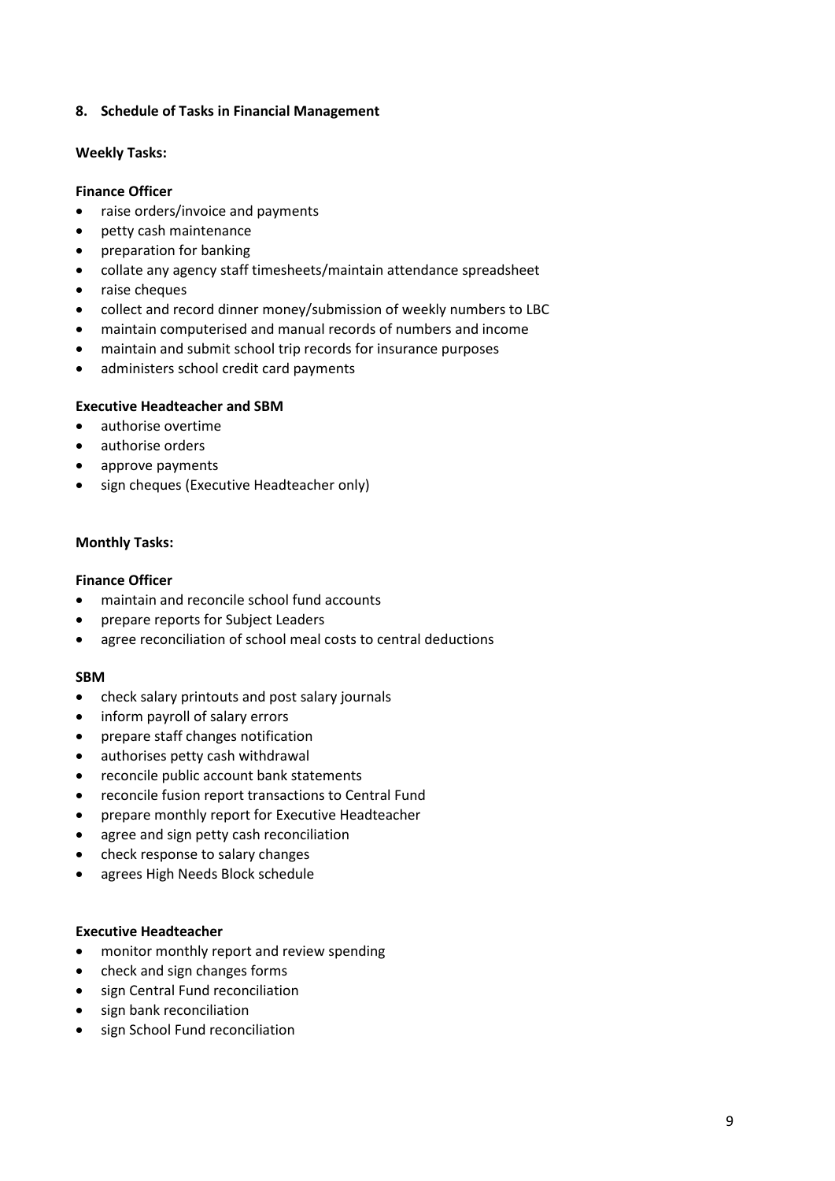## 8. Schedule of Tasks in Financial Management

### Weekly Tasks:

**Finance Officer**

- raise orders/invoice and payments
- petty cash maintenance
- preparation for banking
- collate any agency staff timesheets/maintain attendance spreadsheet
- raise cheques
- collect and record dinner money/submission of weekly numbers to LBC
- maintain computerised and manual records of numbers and income
- maintain and submit school trip records for insurance purposes
- administers school credit card payments

**Executive Headteacher and SBM**

- authorise overtime
- authorise orders
- approve payments
- sign cheques (Executive Headteacher only)

### Monthly Tasks:

**Finance Officer**

- maintain and reconcile school fund accounts
- prepare reports for Subject Leaders
- agree reconciliation of school meal costs to central deductions

**SBM**

- check salary printouts and post salary journals
- inform payroll of salary errors
- prepare staff changes notification
- authorises petty cash withdrawal
- reconcile public account bank statements
- reconcile fusion report transactions to Central Fund
- prepare monthly report for Executive Headteacher
- agree and sign petty cash reconciliation
- check response to salary changes
- agrees High Needs Block schedule

**Executive Headteacher**

- monitor monthly report and review spending
- check and sign changes forms
- sign Central Fund reconciliation
- sign bank reconciliation
- sign School Fund reconciliation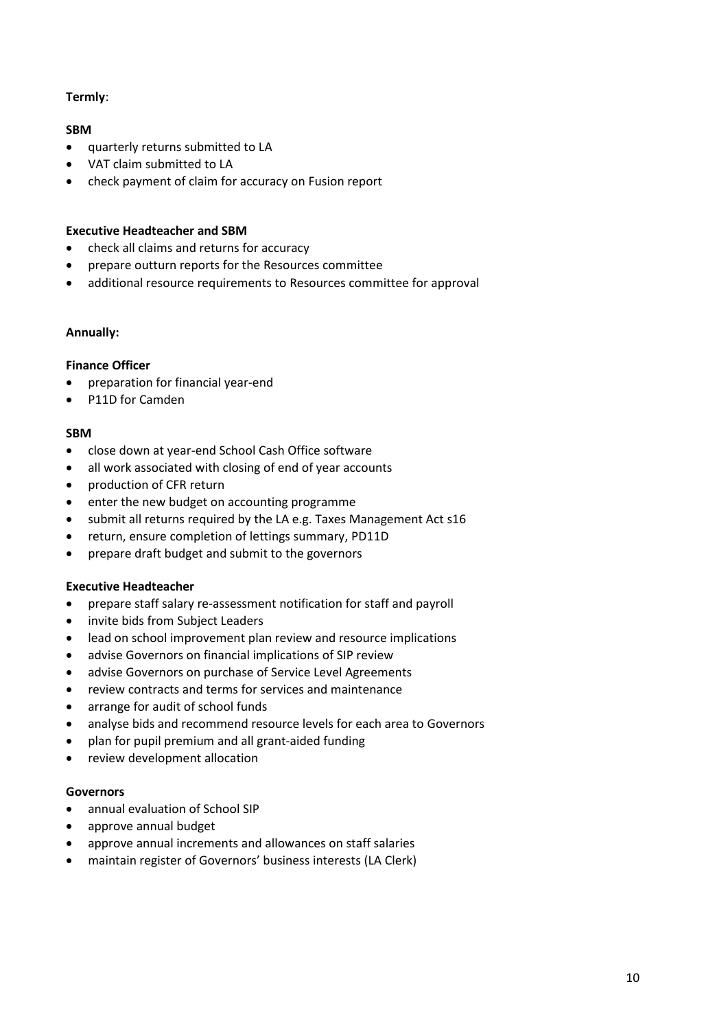**Termly**:

**SBM**

- quarterly returns submitted to LA
- VAT claim submitted to LA
- check payment of claim for accuracy on Fusion report

**Executive Headteacher and SBM**

- check all claims and returns for accuracy
- prepare outturn reports for the Resources committee
- additional resource requirements to Resources committee for approval

**Annually:**

**Finance Officer**

- preparation for financial year-end
- P11D for Camden

**SBM**

- close down at year-end School Cash Office software
- all work associated with closing of end of year accounts
- production of CFR return
- enter the new budget on accounting programme
- submit all returns required by the LA e.g. Taxes Management Act s16
- return, ensure completion of lettings summary, PD11D
- prepare draft budget and submit to the governors

**Executive Headteacher**

- prepare staff salary re-assessment notification for staff and payroll
- invite bids from Subject Leaders
- lead on school improvement plan review and resource implications
- advise Governors on financial implications of SIP review
- advise Governors on purchase of Service Level Agreements
- review contracts and terms for services and maintenance
- arrange for audit of school funds
- analyse bids and recommend resource levels for each area to Governors
- plan for pupil premium and all grant-aided funding
- review development allocation

**Governors**

- annual evaluation of School SIP
- approve annual budget
- approve annual increments and allowances on staff salaries
- maintain register of Governors' business interests (LA Clerk)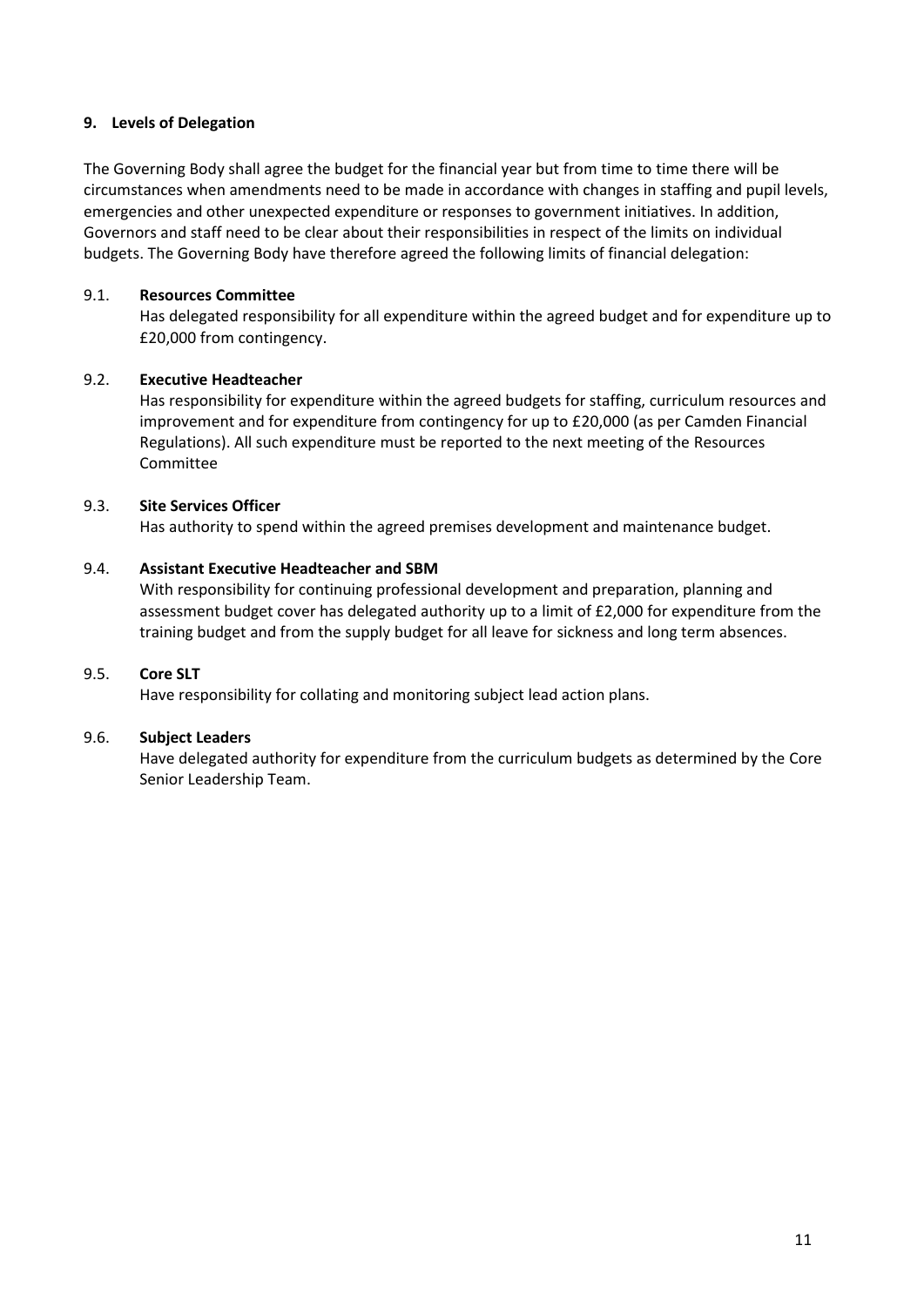## 9. Levels of Delegation

The Governing Body shall agree the budget for the financial year but from time to time there will be circumstances when amendments need to be made in accordance with changes in staffing and pupil levels, emergencies and other unexpected expenditure or responses to government initiatives. In addition, Governors and staff need to be clear about their responsibilities in respect of the limits on individual budgets. The Governing Body have therefore agreed the following limits of financial delegation:

9.1. **Resources Committee**

Has delegated responsibility for all expenditure within the agreed budget and for expenditure up to £20,000 from contingency.

9.2. **Executive Headteacher**

Has responsibility for expenditure within the agreed budgets for staffing, curriculum resources and improvement and for expenditure from contingency for up to £20,000 (as per Camden Financial Regulations). All such expenditure must be reported to the next meeting of the Resources Committee

9.3. **Site Services Officer**

Has authority to spend within the agreed premises development and maintenance budget.

9.4. **Assistant Executive Headteacher and SBM**

With responsibility for continuing professional development and preparation, planning and assessment budget cover has delegated authority up to a limit of £2,000 for expenditure from the training budget and from the supply budget for all leave for sickness and long term absences.

9.5. **Core SLT**

Have responsibility for collating and monitoring subject lead action plans.

9.6. **Subject Leaders**

Have delegated authority for expenditure from the curriculum budgets as determined by the Core Senior Leadership Team.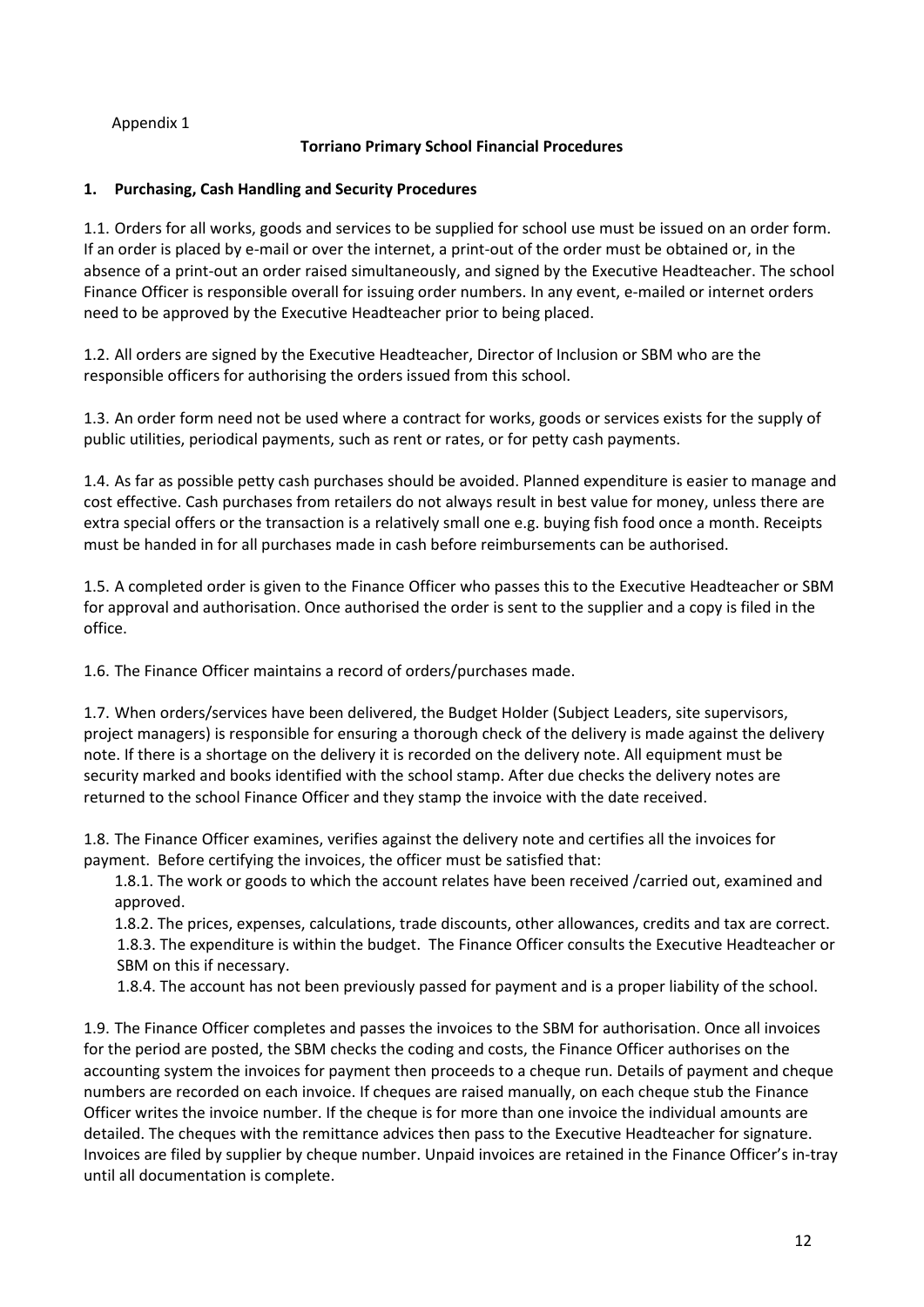Appendix 1

**Torriano Primary School Financial Procedures**

## 1. Purchasing, Cash Handling and Security Procedures

1.1. Orders for all works, goods and services to be supplied for school use must be issued on an order form. If an order is placed by e-mail or over the internet, a print-out of the order must be obtained or, in the absence of a print-out an order raised simultaneously, and signed by the Executive Headteacher. The school Finance Officer is responsible overall for issuing order numbers. In any event, e-mailed or internet orders need to be approved by the Executive Headteacher prior to being placed.

1.2. All orders are signed by the Executive Headteacher, Director of Inclusion or SBM who are the responsible officers for authorising the orders issued from this school.

1.3. An order form need not be used where a contract for works, goods or services exists for the supply of public utilities, periodical payments, such as rent or rates, or for petty cash payments.

1.4. As far as possible petty cash purchases should be avoided. Planned expenditure is easier to manage and cost effective. Cash purchases from retailers do not always result in best value for money, unless there are extra special offers or the transaction is a relatively small one e.g. buying fish food once a month. Receipts must be handed in for all purchases made in cash before reimbursements can be authorised.

1.5. A completed order is given to the Finance Officer who passes this to the Executive Headteacher or SBM for approval and authorisation. Once authorised the order is sent to the supplier and a copy is filed in the office.

1.6. The Finance Officer maintains a record of orders/purchases made.

1.7. When orders/services have been delivered, the Budget Holder (Subject Leaders, site supervisors, project managers) is responsible for ensuring a thorough check of the delivery is made against the delivery note. If there is a shortage on the delivery it is recorded on the delivery note. All equipment must be security marked and books identified with the school stamp. After due checks the delivery notes are returned to the school Finance Officer and they stamp the invoice with the date received.

1.8. The Finance Officer examines, verifies against the delivery note and certifies all the invoices for payment. Before certifying the invoices, the officer must be satisfied that:

- 1.8.1. The work or goods to which the account relates have been received /carried out, examined and approved.
- 1.8.2. The prices, expenses, calculations, trade discounts, other allowances, credits and tax are correct.
- 1.8.3. The expenditure is within the budget. The Finance Officer consults the Executive Headteacher or SBM on this if necessary.
- 1.8.4. The account has not been previously passed for payment and is a proper liability of the school.

1.9. The Finance Officer completes and passes the invoices to the SBM for authorisation. Once all invoices for the period are posted, the SBM checks the coding and costs, the Finance Officer authorises on the accounting system the invoices for payment then proceeds to a cheque run. Details of payment and cheque numbers are recorded on each invoice. If cheques are raised manually, on each cheque stub the Finance Officer writes the invoice number. If the cheque is for more than one invoice the individual amounts are detailed. The cheques with the remittance advices then pass to the Executive Headteacher for signature. Invoices are filed by supplier by cheque number. Unpaid invoices are retained in the Finance Officer's in-tray until all documentation is complete.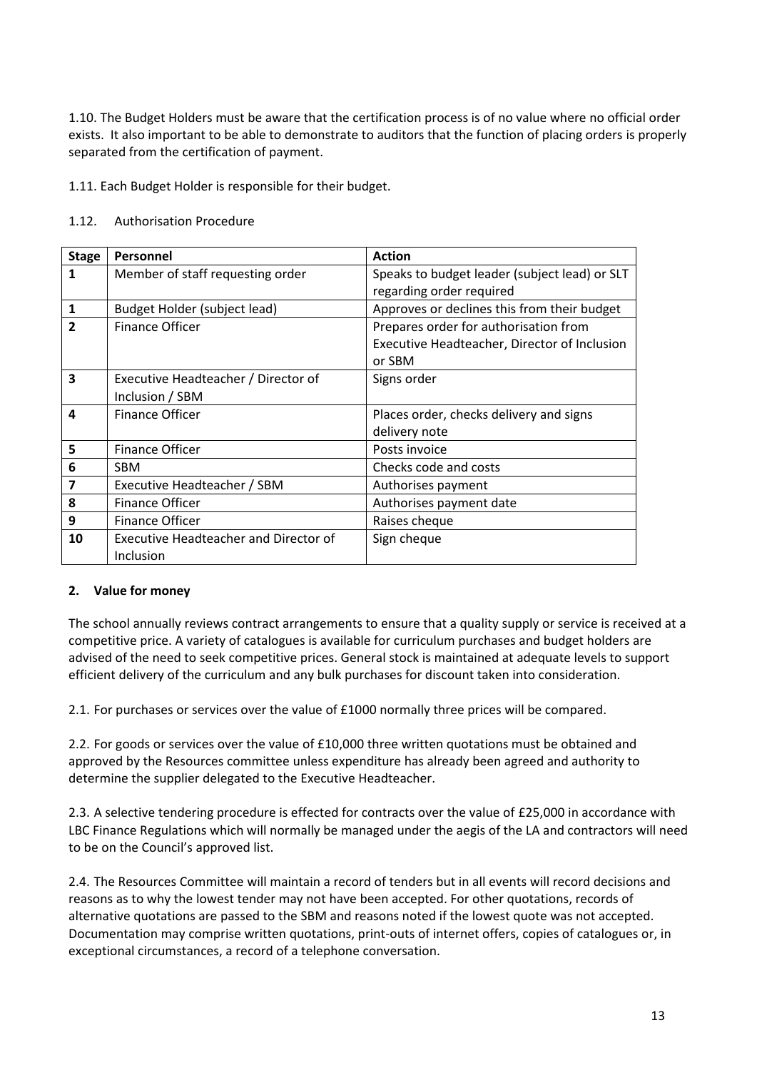1.10. The Budget Holders must be aware that the certification process is of no value where no official order exists. It also important to be able to demonstrate to auditors that the function of placing orders is properly separated from the certification of payment.

1.11. Each Budget Holder is responsible for their budget.

1.12. Authorisation Procedure

| Stage | Personnel | Action |
|---|---|---|
| 1 | Member of staff requesting order | Speaks to budget leader (subject lead) or SLT regarding order required |
| 1 | Budget Holder (subject lead) | Approves or declines this from their budget |
| 2 | Finance Officer | Prepares order for authorisation from Executive Headteacher, Director of Inclusion or SBM |
| 3 | Executive Headteacher / Director of Inclusion / SBM | Signs order |
| 4 | Finance Officer | Places order, checks delivery and signs delivery note |
| 5 | Finance Officer | Posts invoice |
| 6 | SBM | Checks code and costs |
| 7 | Executive Headteacher / SBM | Authorises payment |
| 8 | Finance Officer | Authorises payment date |
| 9 | Finance Officer | Raises cheque |
| 10 | Executive Headteacher and Director of Inclusion | Sign cheque |

## 2. Value for money

The school annually reviews contract arrangements to ensure that a quality supply or service is received at a competitive price. A variety of catalogues is available for curriculum purchases and budget holders are advised of the need to seek competitive prices. General stock is maintained at adequate levels to support efficient delivery of the curriculum and any bulk purchases for discount taken into consideration.

2.1. For purchases or services over the value of £1000 normally three prices will be compared.

2.2. For goods or services over the value of £10,000 three written quotations must be obtained and approved by the Resources committee unless expenditure has already been agreed and authority to determine the supplier delegated to the Executive Headteacher.

2.3. A selective tendering procedure is effected for contracts over the value of £25,000 in accordance with LBC Finance Regulations which will normally be managed under the aegis of the LA and contractors will need to be on the Council's approved list.

2.4. The Resources Committee will maintain a record of tenders but in all events will record decisions and reasons as to why the lowest tender may not have been accepted. For other quotations, records of alternative quotations are passed to the SBM and reasons noted if the lowest quote was not accepted. Documentation may comprise written quotations, print-outs of internet offers, copies of catalogues or, in exceptional circumstances, a record of a telephone conversation.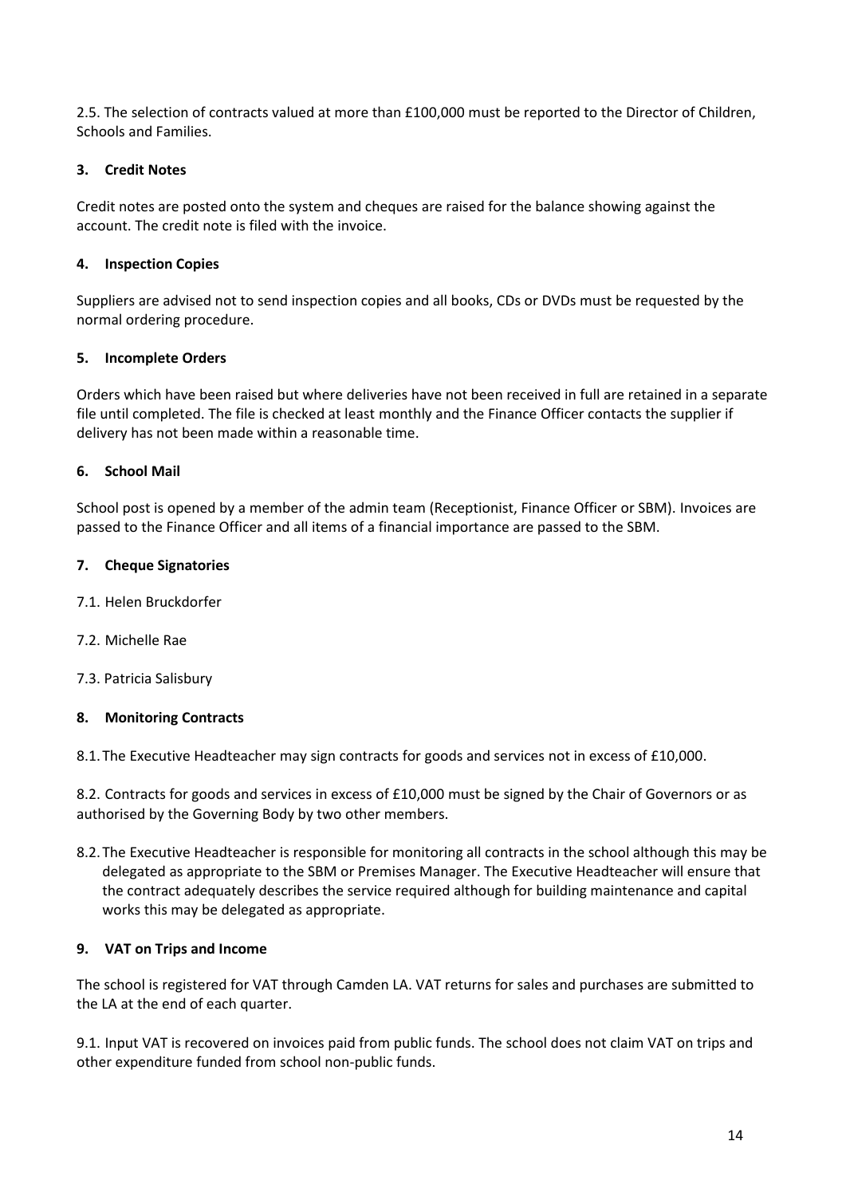2.5. The selection of contracts valued at more than £100,000 must be reported to the Director of Children, Schools and Families.

### 3. Credit Notes

Credit notes are posted onto the system and cheques are raised for the balance showing against the account. The credit note is filed with the invoice.

### 4. Inspection Copies

Suppliers are advised not to send inspection copies and all books, CDs or DVDs must be requested by the normal ordering procedure.

### 5. Incomplete Orders

Orders which have been raised but where deliveries have not been received in full are retained in a separate file until completed. The file is checked at least monthly and the Finance Officer contacts the supplier if delivery has not been made within a reasonable time.

### 6. School Mail

School post is opened by a member of the admin team (Receptionist, Finance Officer or SBM). Invoices are passed to the Finance Officer and all items of a financial importance are passed to the SBM.

### 7. Cheque Signatories

7.1. Helen Bruckdorfer

7.2. Michelle Rae

7.3. Patricia Salisbury

### 8. Monitoring Contracts

8.1. The Executive Headteacher may sign contracts for goods and services not in excess of £10,000.

8.2. Contracts for goods and services in excess of £10,000 must be signed by the Chair of Governors or as authorised by the Governing Body by two other members.

8.2. The Executive Headteacher is responsible for monitoring all contracts in the school although this may be delegated as appropriate to the SBM or Premises Manager. The Executive Headteacher will ensure that the contract adequately describes the service required although for building maintenance and capital works this may be delegated as appropriate.

### 9. VAT on Trips and Income

The school is registered for VAT through Camden LA. VAT returns for sales and purchases are submitted to the LA at the end of each quarter.

9.1. Input VAT is recovered on invoices paid from public funds. The school does not claim VAT on trips and other expenditure funded from school non-public funds.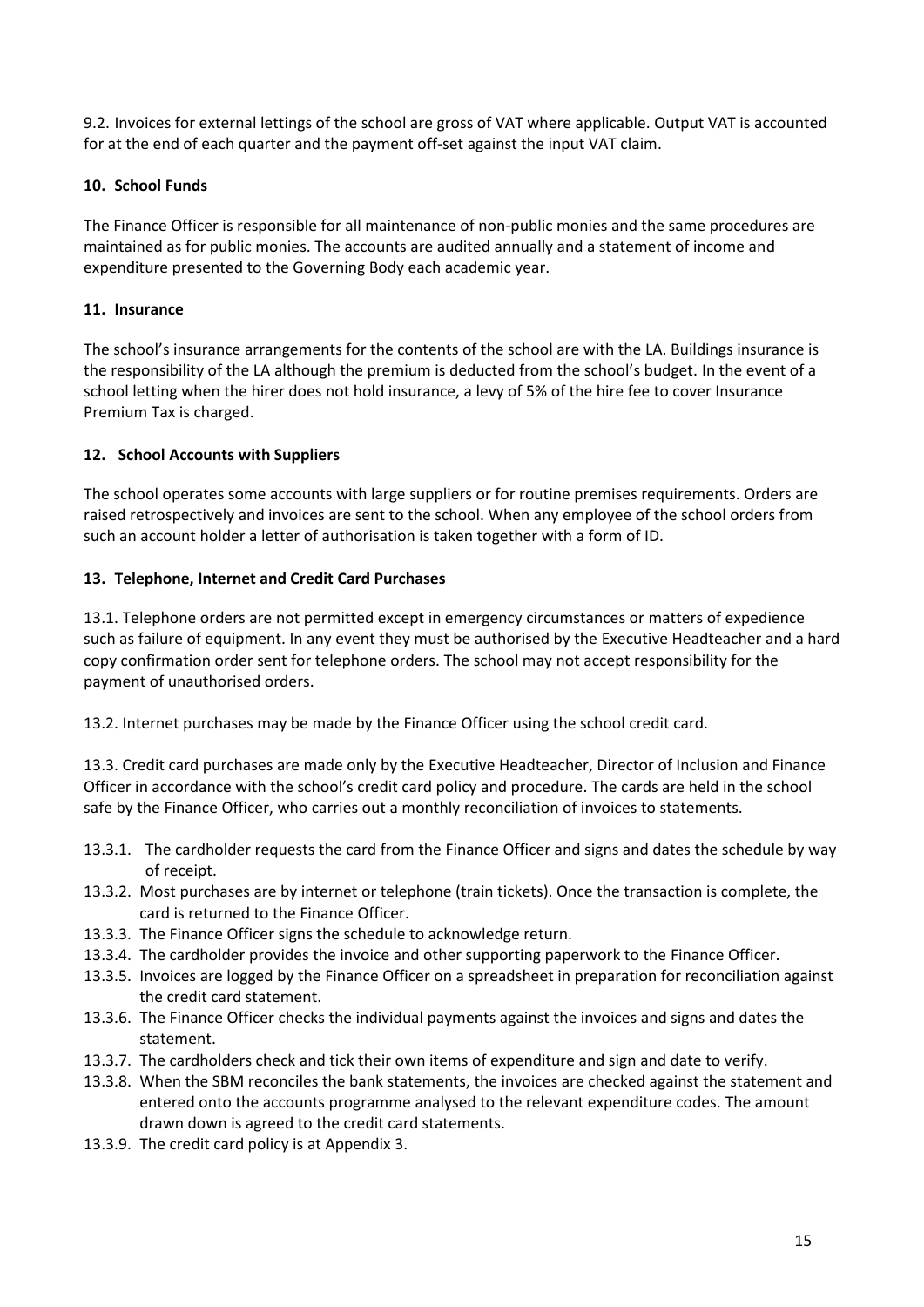9.2. Invoices for external lettings of the school are gross of VAT where applicable. Output VAT is accounted for at the end of each quarter and the payment off-set against the input VAT claim.

## 10. School Funds

The Finance Officer is responsible for all maintenance of non-public monies and the same procedures are maintained as for public monies. The accounts are audited annually and a statement of income and expenditure presented to the Governing Body each academic year.

## 11. Insurance

The school's insurance arrangements for the contents of the school are with the LA. Buildings insurance is the responsibility of the LA although the premium is deducted from the school's budget. In the event of a school letting when the hirer does not hold insurance, a levy of 5% of the hire fee to cover Insurance Premium Tax is charged.

## 12. School Accounts with Suppliers

The school operates some accounts with large suppliers or for routine premises requirements. Orders are raised retrospectively and invoices are sent to the school. When any employee of the school orders from such an account holder a letter of authorisation is taken together with a form of ID.

## 13. Telephone, Internet and Credit Card Purchases

13.1. Telephone orders are not permitted except in emergency circumstances or matters of expedience such as failure of equipment. In any event they must be authorised by the Executive Headteacher and a hard copy confirmation order sent for telephone orders. The school may not accept responsibility for the payment of unauthorised orders.

13.2. Internet purchases may be made by the Finance Officer using the school credit card.

13.3. Credit card purchases are made only by the Executive Headteacher, Director of Inclusion and Finance Officer in accordance with the school's credit card policy and procedure. The cards are held in the school safe by the Finance Officer, who carries out a monthly reconciliation of invoices to statements.

- 13.3.1. The cardholder requests the card from the Finance Officer and signs and dates the schedule by way of receipt.
- 13.3.2. Most purchases are by internet or telephone (train tickets). Once the transaction is complete, the card is returned to the Finance Officer.
- 13.3.3. The Finance Officer signs the schedule to acknowledge return.
- 13.3.4. The cardholder provides the invoice and other supporting paperwork to the Finance Officer.
- 13.3.5. Invoices are logged by the Finance Officer on a spreadsheet in preparation for reconciliation against the credit card statement.
- 13.3.6. The Finance Officer checks the individual payments against the invoices and signs and dates the statement.
- 13.3.7. The cardholders check and tick their own items of expenditure and sign and date to verify.
- 13.3.8. When the SBM reconciles the bank statements, the invoices are checked against the statement and entered onto the accounts programme analysed to the relevant expenditure codes. The amount drawn down is agreed to the credit card statements.
- 13.3.9. The credit card policy is at Appendix 3.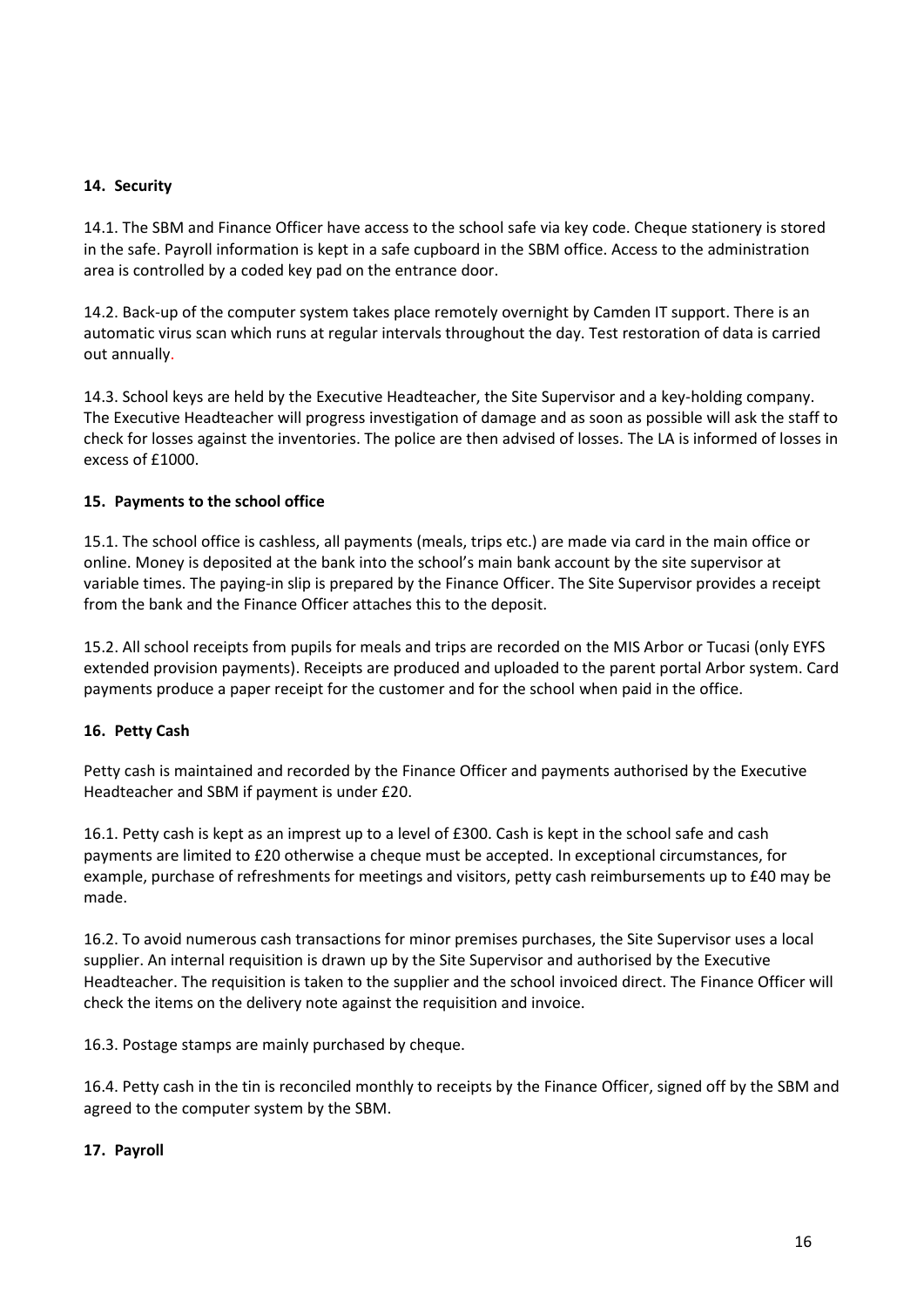**14. Security**

14.1. The SBM and Finance Officer have access to the school safe via key code. Cheque stationery is stored in the safe. Payroll information is kept in a safe cupboard in the SBM office. Access to the administration area is controlled by a coded key pad on the entrance door.

14.2. Back-up of the computer system takes place remotely overnight by Camden IT support. There is an automatic virus scan which runs at regular intervals throughout the day. Test restoration of data is carried out annually.

14.3. School keys are held by the Executive Headteacher, the Site Supervisor and a key-holding company. The Executive Headteacher will progress investigation of damage and as soon as possible will ask the staff to check for losses against the inventories. The police are then advised of losses. The LA is informed of losses in excess of £1000.

**15. Payments to the school office**

15.1. The school office is cashless, all payments (meals, trips etc.) are made via card in the main office or online. Money is deposited at the bank into the school's main bank account by the site supervisor at variable times. The paying-in slip is prepared by the Finance Officer. The Site Supervisor provides a receipt from the bank and the Finance Officer attaches this to the deposit.

15.2. All school receipts from pupils for meals and trips are recorded on the MIS Arbor or Tucasi (only EYFS extended provision payments). Receipts are produced and uploaded to the parent portal Arbor system. Card payments produce a paper receipt for the customer and for the school when paid in the office.

**16. Petty Cash**

Petty cash is maintained and recorded by the Finance Officer and payments authorised by the Executive Headteacher and SBM if payment is under £20.

16.1. Petty cash is kept as an imprest up to a level of £300. Cash is kept in the school safe and cash payments are limited to £20 otherwise a cheque must be accepted. In exceptional circumstances, for example, purchase of refreshments for meetings and visitors, petty cash reimbursements up to £40 may be made.

16.2. To avoid numerous cash transactions for minor premises purchases, the Site Supervisor uses a local supplier. An internal requisition is drawn up by the Site Supervisor and authorised by the Executive Headteacher. The requisition is taken to the supplier and the school invoiced direct. The Finance Officer will check the items on the delivery note against the requisition and invoice.

16.3. Postage stamps are mainly purchased by cheque.

16.4. Petty cash in the tin is reconciled monthly to receipts by the Finance Officer, signed off by the SBM and agreed to the computer system by the SBM.

**17. Payroll**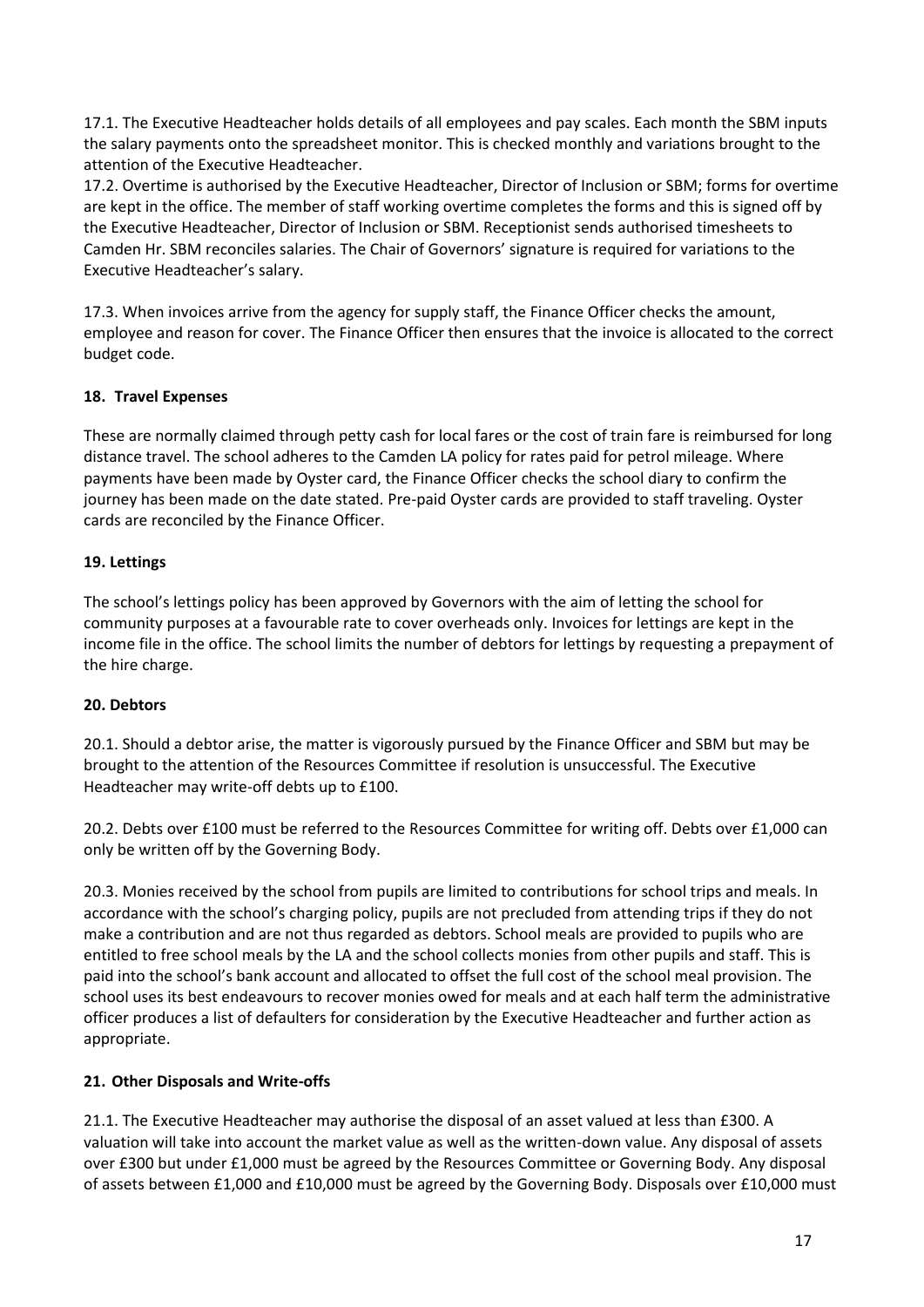17.1. The Executive Headteacher holds details of all employees and pay scales. Each month the SBM inputs the salary payments onto the spreadsheet monitor. This is checked monthly and variations brought to the attention of the Executive Headteacher.

17.2. Overtime is authorised by the Executive Headteacher, Director of Inclusion or SBM; forms for overtime are kept in the office. The member of staff working overtime completes the forms and this is signed off by the Executive Headteacher, Director of Inclusion or SBM. Receptionist sends authorised timesheets to Camden Hr. SBM reconciles salaries. The Chair of Governors' signature is required for variations to the Executive Headteacher's salary.

17.3. When invoices arrive from the agency for supply staff, the Finance Officer checks the amount, employee and reason for cover. The Finance Officer then ensures that the invoice is allocated to the correct budget code.

## 18. Travel Expenses

These are normally claimed through petty cash for local fares or the cost of train fare is reimbursed for long distance travel. The school adheres to the Camden LA policy for rates paid for petrol mileage. Where payments have been made by Oyster card, the Finance Officer checks the school diary to confirm the journey has been made on the date stated. Pre-paid Oyster cards are provided to staff traveling. Oyster cards are reconciled by the Finance Officer.

## 19. Lettings

The school's lettings policy has been approved by Governors with the aim of letting the school for community purposes at a favourable rate to cover overheads only. Invoices for lettings are kept in the income file in the office. The school limits the number of debtors for lettings by requesting a prepayment of the hire charge.

## 20. Debtors

20.1. Should a debtor arise, the matter is vigorously pursued by the Finance Officer and SBM but may be brought to the attention of the Resources Committee if resolution is unsuccessful. The Executive Headteacher may write-off debts up to £100.

20.2. Debts over £100 must be referred to the Resources Committee for writing off. Debts over £1,000 can only be written off by the Governing Body.

20.3. Monies received by the school from pupils are limited to contributions for school trips and meals. In accordance with the school's charging policy, pupils are not precluded from attending trips if they do not make a contribution and are not thus regarded as debtors. School meals are provided to pupils who are entitled to free school meals by the LA and the school collects monies from other pupils and staff. This is paid into the school's bank account and allocated to offset the full cost of the school meal provision. The school uses its best endeavours to recover monies owed for meals and at each half term the administrative officer produces a list of defaulters for consideration by the Executive Headteacher and further action as appropriate.

## 21. Other Disposals and Write-offs

21.1. The Executive Headteacher may authorise the disposal of an asset valued at less than £300. A valuation will take into account the market value as well as the written-down value. Any disposal of assets over £300 but under £1,000 must be agreed by the Resources Committee or Governing Body. Any disposal of assets between £1,000 and £10,000 must be agreed by the Governing Body. Disposals over £10,000 must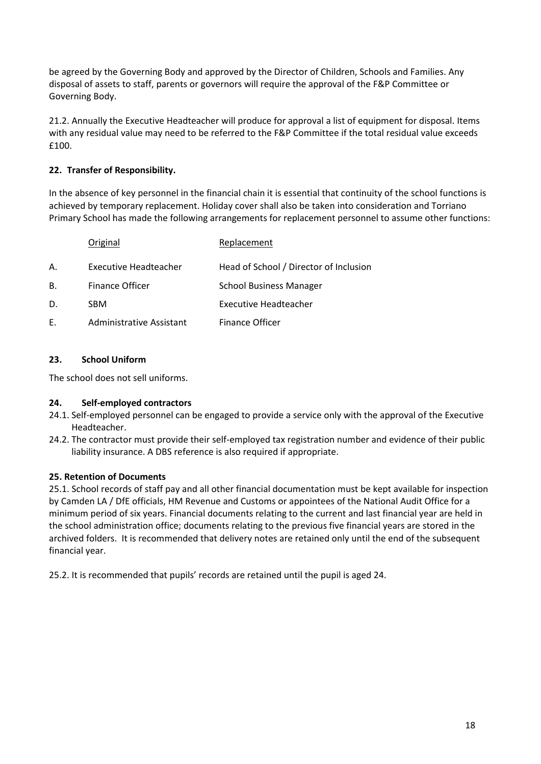be agreed by the Governing Body and approved by the Director of Children, Schools and Families. Any disposal of assets to staff, parents or governors will require the approval of the F&P Committee or Governing Body.

21.2. Annually the Executive Headteacher will produce for approval a list of equipment for disposal. Items with any residual value may need to be referred to the F&P Committee if the total residual value exceeds £100.

### 22. Transfer of Responsibility.

In the absence of key personnel in the financial chain it is essential that continuity of the school functions is achieved by temporary replacement. Holiday cover shall also be taken into consideration and Torriano Primary School has made the following arrangements for replacement personnel to assume other functions:

| | Original | Replacement |
|---|---|---|
| A. | Executive Headteacher | Head of School / Director of Inclusion |
| B. | Finance Officer | School Business Manager |
| D. | SBM | Executive Headteacher |
| E. | Administrative Assistant | Finance Officer |

### 23. School Uniform

The school does not sell uniforms.

### 24. Self-employed contractors

24.1. Self-employed personnel can be engaged to provide a service only with the approval of the Executive Headteacher.

24.2. The contractor must provide their self-employed tax registration number and evidence of their public liability insurance. A DBS reference is also required if appropriate.

### 25. Retention of Documents

25.1. School records of staff pay and all other financial documentation must be kept available for inspection by Camden LA / DfE officials, HM Revenue and Customs or appointees of the National Audit Office for a minimum period of six years. Financial documents relating to the current and last financial year are held in the school administration office; documents relating to the previous five financial years are stored in the archived folders. It is recommended that delivery notes are retained only until the end of the subsequent financial year.

25.2. It is recommended that pupils' records are retained until the pupil is aged 24.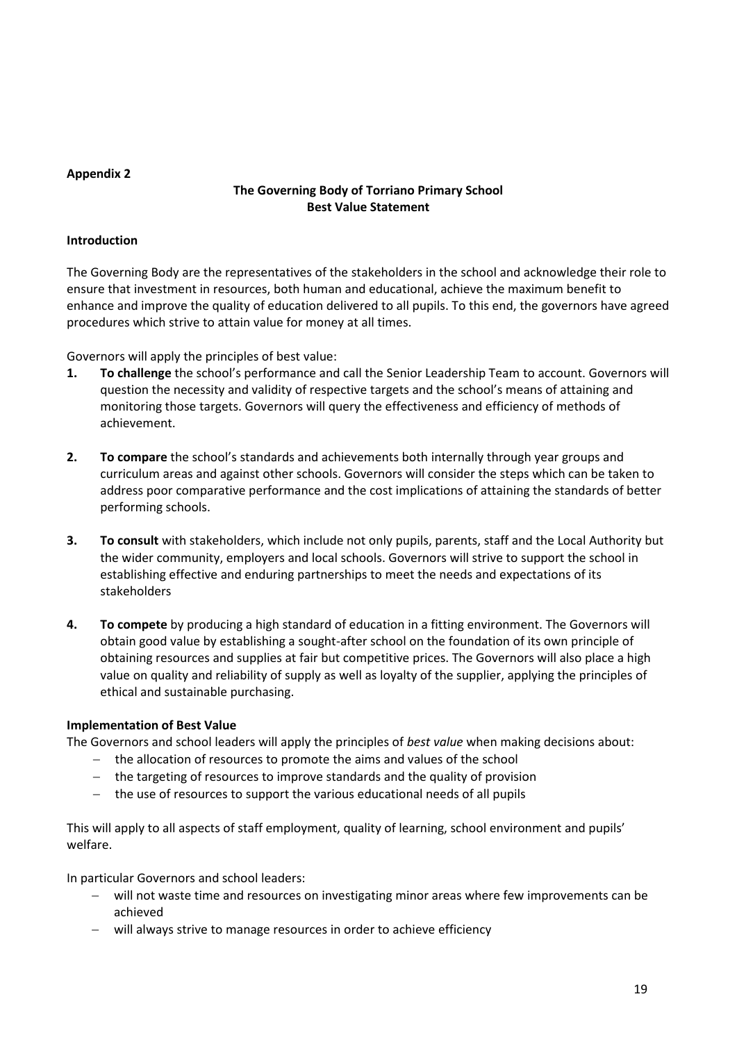**Appendix 2**

## The Governing Body of Torriano Primary School
## Best Value Statement

**Introduction**

The Governing Body are the representatives of the stakeholders in the school and acknowledge their role to ensure that investment in resources, both human and educational, achieve the maximum benefit to enhance and improve the quality of education delivered to all pupils. To this end, the governors have agreed procedures which strive to attain value for money at all times.

Governors will apply the principles of best value:

1. **To challenge** the school's performance and call the Senior Leadership Team to account. Governors will question the necessity and validity of respective targets and the school's means of attaining and monitoring those targets. Governors will query the effectiveness and efficiency of methods of achievement.

2. **To compare** the school's standards and achievements both internally through year groups and curriculum areas and against other schools. Governors will consider the steps which can be taken to address poor comparative performance and the cost implications of attaining the standards of better performing schools.

3. **To consult** with stakeholders, which include not only pupils, parents, staff and the Local Authority but the wider community, employers and local schools. Governors will strive to support the school in establishing effective and enduring partnerships to meet the needs and expectations of its stakeholders

4. **To compete** by producing a high standard of education in a fitting environment. The Governors will obtain good value by establishing a sought-after school on the foundation of its own principle of obtaining resources and supplies at fair but competitive prices. The Governors will also place a high value on quality and reliability of supply as well as loyalty of the supplier, applying the principles of ethical and sustainable purchasing.

**Implementation of Best Value**

The Governors and school leaders will apply the principles of *best value* when making decisions about:

- the allocation of resources to promote the aims and values of the school
- the targeting of resources to improve standards and the quality of provision
- the use of resources to support the various educational needs of all pupils

This will apply to all aspects of staff employment, quality of learning, school environment and pupils' welfare.

In particular Governors and school leaders:

- will not waste time and resources on investigating minor areas where few improvements can be achieved
- will always strive to manage resources in order to achieve efficiency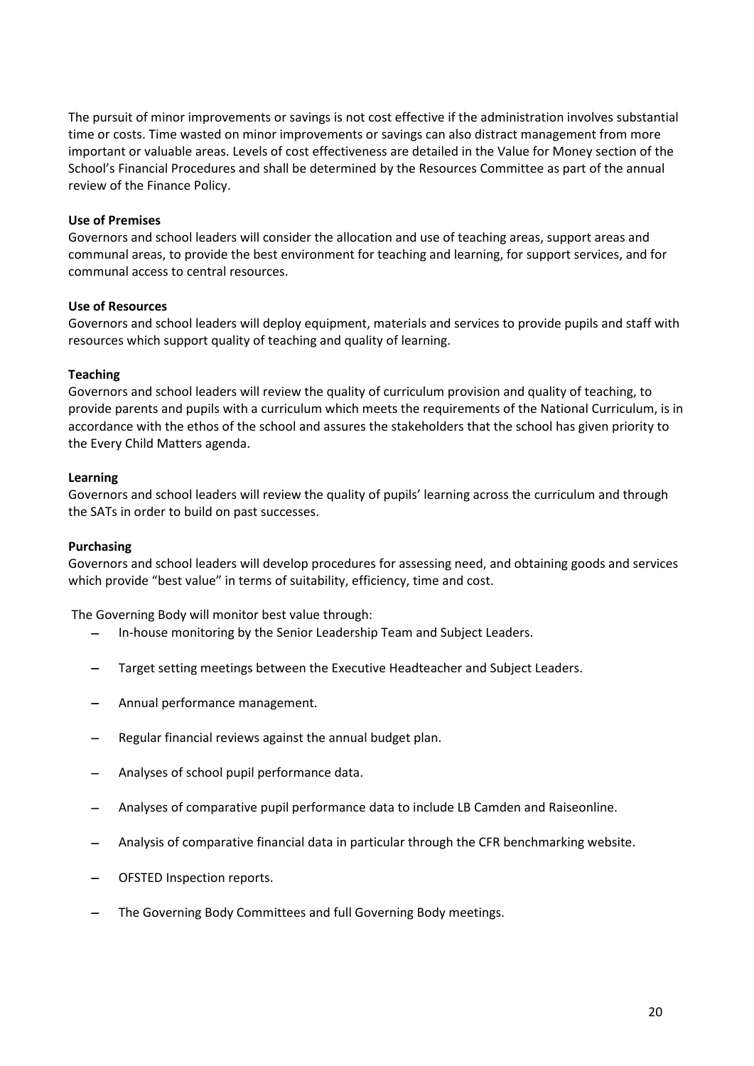The pursuit of minor improvements or savings is not cost effective if the administration involves substantial time or costs. Time wasted on minor improvements or savings can also distract management from more important or valuable areas. Levels of cost effectiveness are detailed in the Value for Money section of the School's Financial Procedures and shall be determined by the Resources Committee as part of the annual review of the Finance Policy.

**Use of Premises**
Governors and school leaders will consider the allocation and use of teaching areas, support areas and communal areas, to provide the best environment for teaching and learning, for support services, and for communal access to central resources.

**Use of Resources**
Governors and school leaders will deploy equipment, materials and services to provide pupils and staff with resources which support quality of teaching and quality of learning.

**Teaching**
Governors and school leaders will review the quality of curriculum provision and quality of teaching, to provide parents and pupils with a curriculum which meets the requirements of the National Curriculum, is in accordance with the ethos of the school and assures the stakeholders that the school has given priority to the Every Child Matters agenda.

**Learning**
Governors and school leaders will review the quality of pupils' learning across the curriculum and through the SATs in order to build on past successes.

**Purchasing**
Governors and school leaders will develop procedures for assessing need, and obtaining goods and services which provide "best value" in terms of suitability, efficiency, time and cost.

The Governing Body will monitor best value through:

- In-house monitoring by the Senior Leadership Team and Subject Leaders.
- Target setting meetings between the Executive Headteacher and Subject Leaders.
- Annual performance management.
- Regular financial reviews against the annual budget plan.
- Analyses of school pupil performance data.
- Analyses of comparative pupil performance data to include LB Camden and Raiseonline.
- Analysis of comparative financial data in particular through the CFR benchmarking website.
- OFSTED Inspection reports.
- The Governing Body Committees and full Governing Body meetings.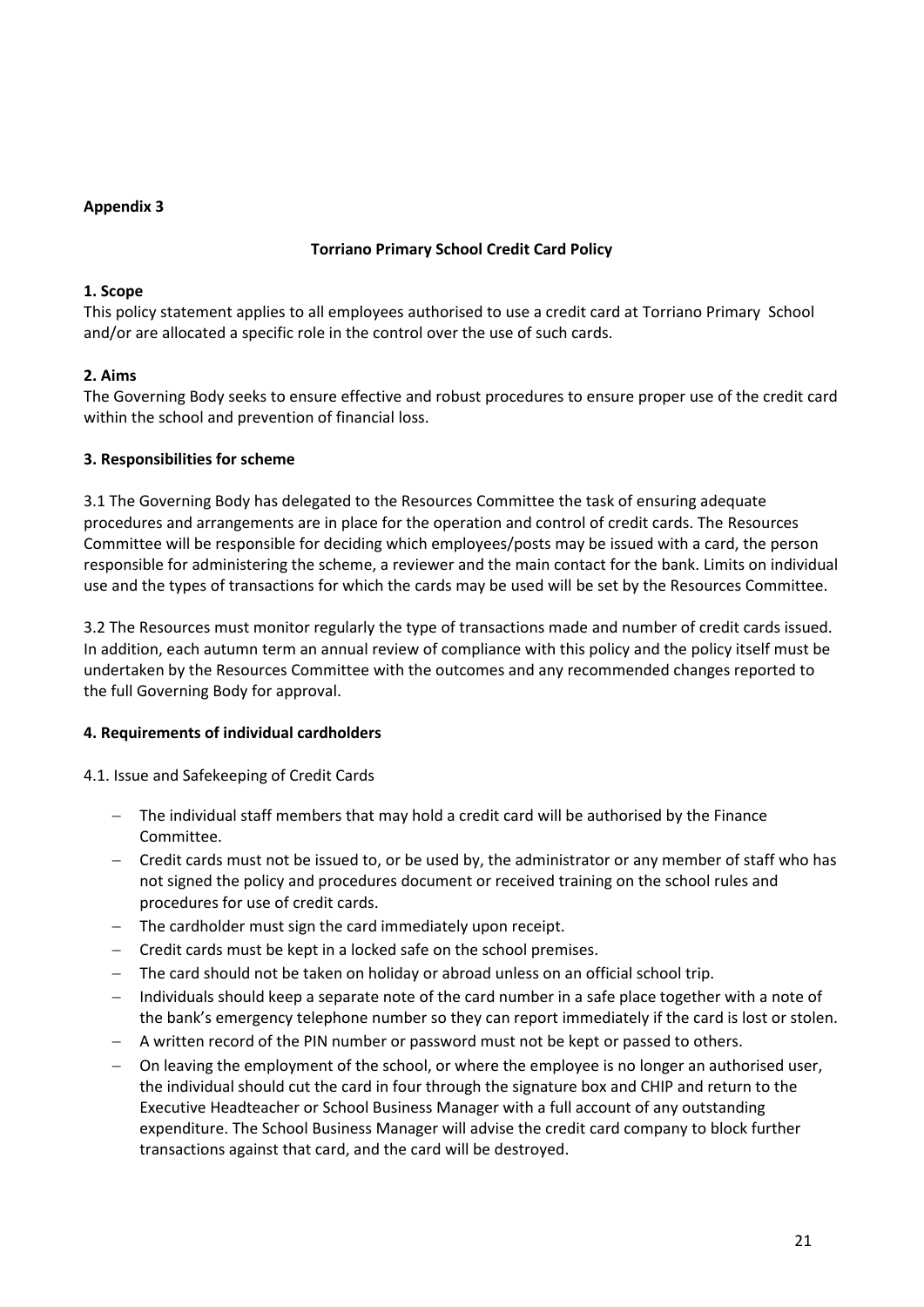**Appendix 3**

**Torriano Primary School Credit Card Policy**

**1. Scope**

This policy statement applies to all employees authorised to use a credit card at Torriano Primary School and/or are allocated a specific role in the control over the use of such cards.

**2. Aims**

The Governing Body seeks to ensure effective and robust procedures to ensure proper use of the credit card within the school and prevention of financial loss.

**3. Responsibilities for scheme**

3.1 The Governing Body has delegated to the Resources Committee the task of ensuring adequate procedures and arrangements are in place for the operation and control of credit cards. The Resources Committee will be responsible for deciding which employees/posts may be issued with a card, the person responsible for administering the scheme, a reviewer and the main contact for the bank. Limits on individual use and the types of transactions for which the cards may be used will be set by the Resources Committee.

3.2 The Resources must monitor regularly the type of transactions made and number of credit cards issued. In addition, each autumn term an annual review of compliance with this policy and the policy itself must be undertaken by the Resources Committee with the outcomes and any recommended changes reported to the full Governing Body for approval.

**4. Requirements of individual cardholders**

4.1. Issue and Safekeeping of Credit Cards

- The individual staff members that may hold a credit card will be authorised by the Finance Committee.
- Credit cards must not be issued to, or be used by, the administrator or any member of staff who has not signed the policy and procedures document or received training on the school rules and procedures for use of credit cards.
- The cardholder must sign the card immediately upon receipt.
- Credit cards must be kept in a locked safe on the school premises.
- The card should not be taken on holiday or abroad unless on an official school trip.
- Individuals should keep a separate note of the card number in a safe place together with a note of the bank's emergency telephone number so they can report immediately if the card is lost or stolen.
- A written record of the PIN number or password must not be kept or passed to others.
- On leaving the employment of the school, or where the employee is no longer an authorised user, the individual should cut the card in four through the signature box and CHIP and return to the Executive Headteacher or School Business Manager with a full account of any outstanding expenditure. The School Business Manager will advise the credit card company to block further transactions against that card, and the card will be destroyed.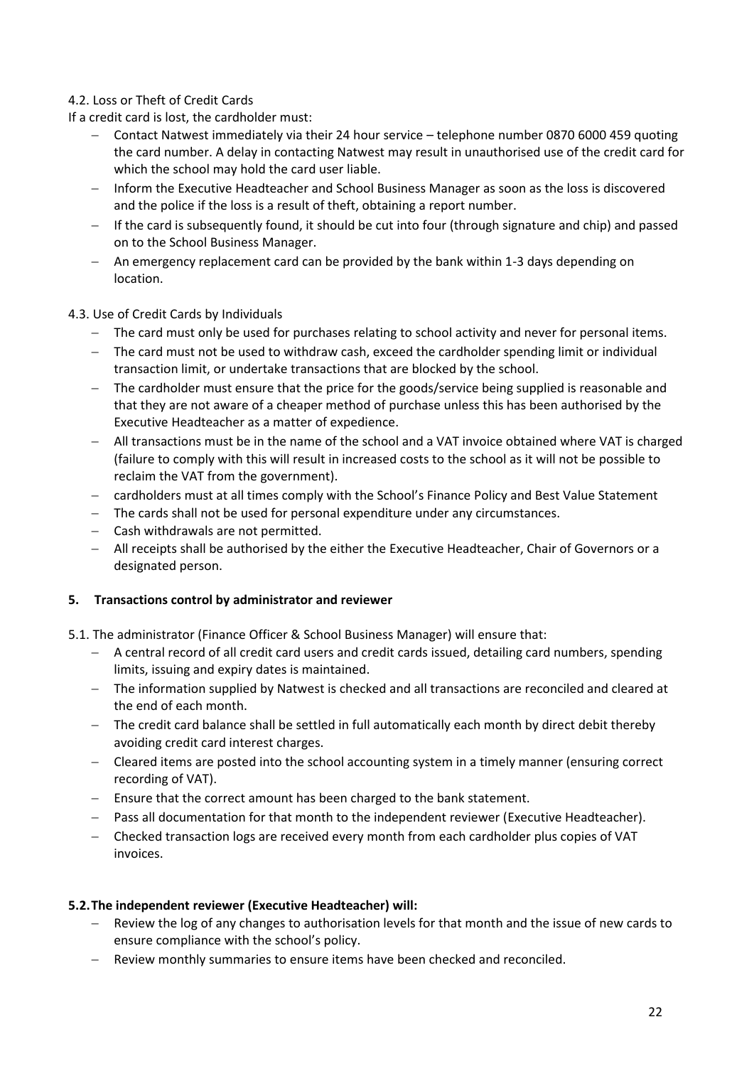4.2. Loss or Theft of Credit Cards

If a credit card is lost, the cardholder must:

- Contact Natwest immediately via their 24 hour service – telephone number 0870 6000 459 quoting the card number. A delay in contacting Natwest may result in unauthorised use of the credit card for which the school may hold the card user liable.
- Inform the Executive Headteacher and School Business Manager as soon as the loss is discovered and the police if the loss is a result of theft, obtaining a report number.
- If the card is subsequently found, it should be cut into four (through signature and chip) and passed on to the School Business Manager.
- An emergency replacement card can be provided by the bank within 1-3 days depending on location.

4.3. Use of Credit Cards by Individuals

- The card must only be used for purchases relating to school activity and never for personal items.
- The card must not be used to withdraw cash, exceed the cardholder spending limit or individual transaction limit, or undertake transactions that are blocked by the school.
- The cardholder must ensure that the price for the goods/service being supplied is reasonable and that they are not aware of a cheaper method of purchase unless this has been authorised by the Executive Headteacher as a matter of expedience.
- All transactions must be in the name of the school and a VAT invoice obtained where VAT is charged (failure to comply with this will result in increased costs to the school as it will not be possible to reclaim the VAT from the government).
- cardholders must at all times comply with the School's Finance Policy and Best Value Statement
- The cards shall not be used for personal expenditure under any circumstances.
- Cash withdrawals are not permitted.
- All receipts shall be authorised by the either the Executive Headteacher, Chair of Governors or a designated person.

## 5. Transactions control by administrator and reviewer

5.1. The administrator (Finance Officer & School Business Manager) will ensure that:

- A central record of all credit card users and credit cards issued, detailing card numbers, spending limits, issuing and expiry dates is maintained.
- The information supplied by Natwest is checked and all transactions are reconciled and cleared at the end of each month.
- The credit card balance shall be settled in full automatically each month by direct debit thereby avoiding credit card interest charges.
- Cleared items are posted into the school accounting system in a timely manner (ensuring correct recording of VAT).
- Ensure that the correct amount has been charged to the bank statement.
- Pass all documentation for that month to the independent reviewer (Executive Headteacher).
- Checked transaction logs are received every month from each cardholder plus copies of VAT invoices.

**5.2. The independent reviewer (Executive Headteacher) will:**

- Review the log of any changes to authorisation levels for that month and the issue of new cards to ensure compliance with the school's policy.
- Review monthly summaries to ensure items have been checked and reconciled.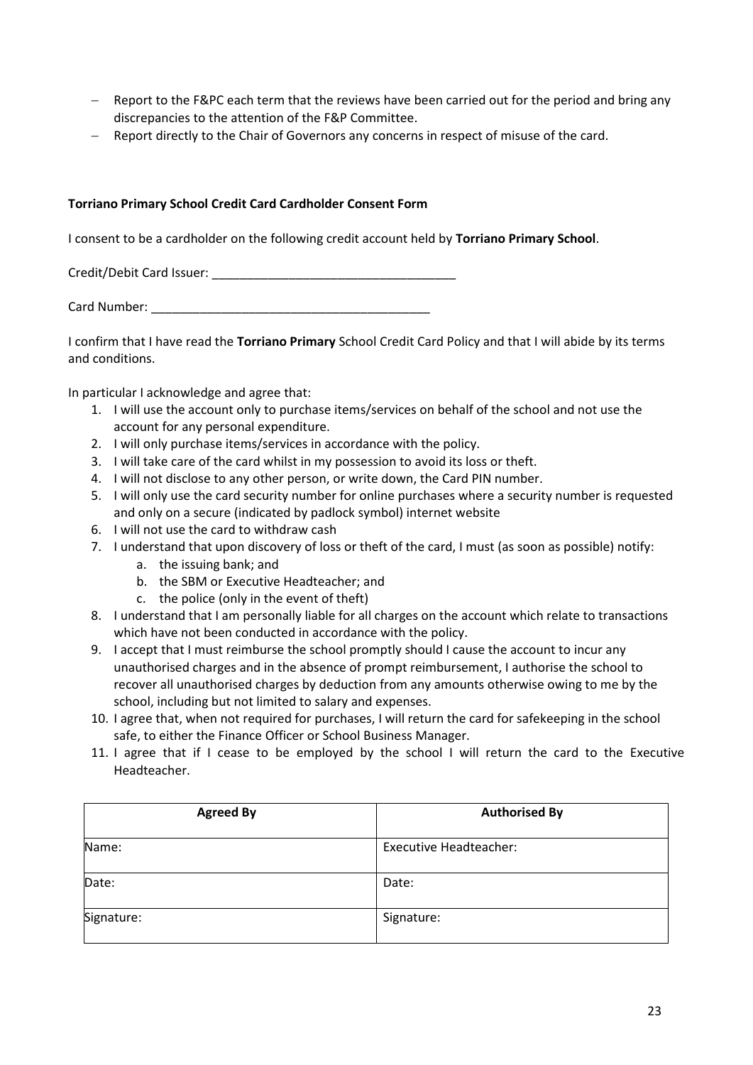- Report to the F&PC each term that the reviews have been carried out for the period and bring any discrepancies to the attention of the F&P Committee.
- Report directly to the Chair of Governors any concerns in respect of misuse of the card.

**Torriano Primary School Credit Card Cardholder Consent Form**

I consent to be a cardholder on the following credit account held by **Torriano Primary School**.

Credit/Debit Card Issuer: ___________________________________

Card Number: _________________________________________

I confirm that I have read the **Torriano Primary** School Credit Card Policy and that I will abide by its terms and conditions.

In particular I acknowledge and agree that:

1. I will use the account only to purchase items/services on behalf of the school and not use the account for any personal expenditure.
2. I will only purchase items/services in accordance with the policy.
3. I will take care of the card whilst in my possession to avoid its loss or theft.
4. I will not disclose to any other person, or write down, the Card PIN number.
5. I will only use the card security number for online purchases where a security number is requested and only on a secure (indicated by padlock symbol) internet website
6. I will not use the card to withdraw cash
7. I understand that upon discovery of loss or theft of the card, I must (as soon as possible) notify:
   a. the issuing bank; and
   b. the SBM or Executive Headteacher; and
   c. the police (only in the event of theft)
8. I understand that I am personally liable for all charges on the account which relate to transactions which have not been conducted in accordance with the policy.
9. I accept that I must reimburse the school promptly should I cause the account to incur any unauthorised charges and in the absence of prompt reimbursement, I authorise the school to recover all unauthorised charges by deduction from any amounts otherwise owing to me by the school, including but not limited to salary and expenses.
10. I agree that, when not required for purchases, I will return the card for safekeeping in the school safe, to either the Finance Officer or School Business Manager.
11. I agree that if I cease to be employed by the school I will return the card to the Executive Headteacher.

| Agreed By | Authorised By |
| --- | --- |
| Name: | Executive Headteacher: |
| Date: | Date: |
| Signature: | Signature: |